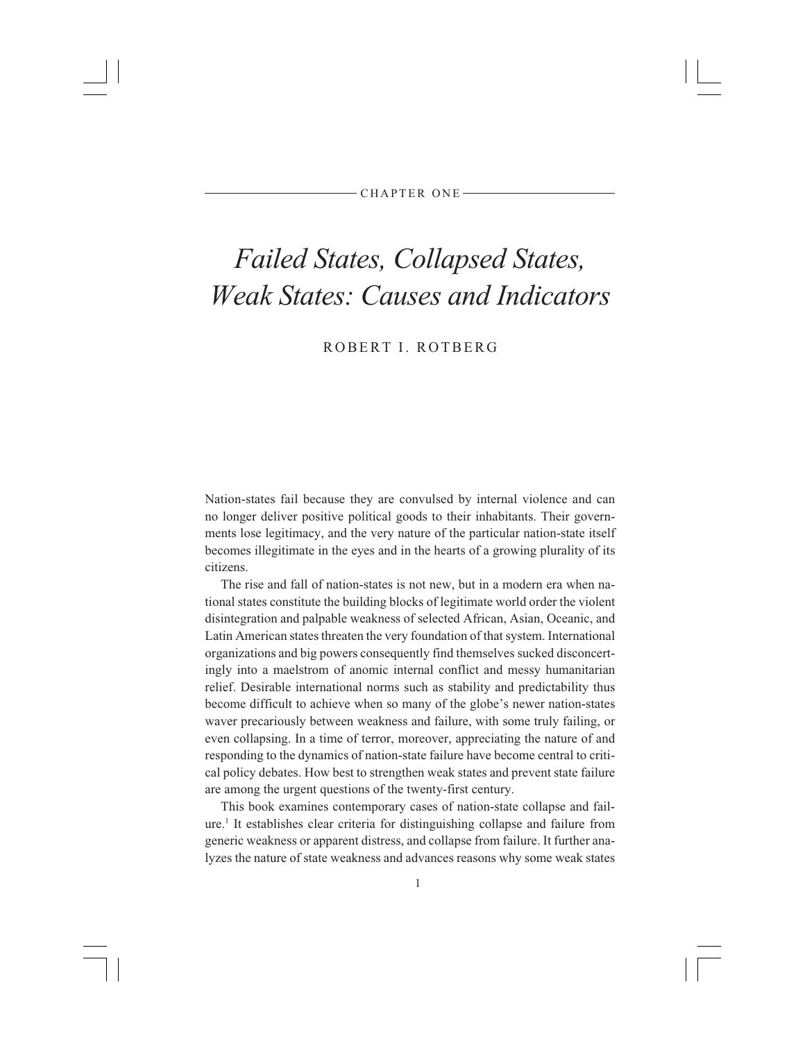CHAPTER ONE

# *Failed States, Collapsed States, Weak States: Causes and Indicators*

ROBERT I. ROTBERG

Nation-states fail because they are convulsed by internal violence and can no longer deliver positive political goods to their inhabitants. Their governments lose legitimacy, and the very nature of the particular nation-state itself becomes illegitimate in the eyes and in the hearts of a growing plurality of its citizens.

The rise and fall of nation-states is not new, but in a modern era when national states constitute the building blocks of legitimate world order the violent disintegration and palpable weakness of selected African, Asian, Oceanic, and Latin American states threaten the very foundation of that system. International organizations and big powers consequently find themselves sucked disconcertingly into a maelstrom of anomic internal conflict and messy humanitarian relief. Desirable international norms such as stability and predictability thus become difficult to achieve when so many of the globe's newer nation-states waver precariously between weakness and failure, with some truly failing, or even collapsing. In a time of terror, moreover, appreciating the nature of and responding to the dynamics of nation-state failure have become central to critical policy debates. How best to strengthen weak states and prevent state failure are among the urgent questions of the twenty-first century.

This book examines contemporary cases of nation-state collapse and failure.[1] It establishes clear criteria for distinguishing collapse and failure from generic weakness or apparent distress, and collapse from failure. It further analyzes the nature of state weakness and advances reasons why some weak states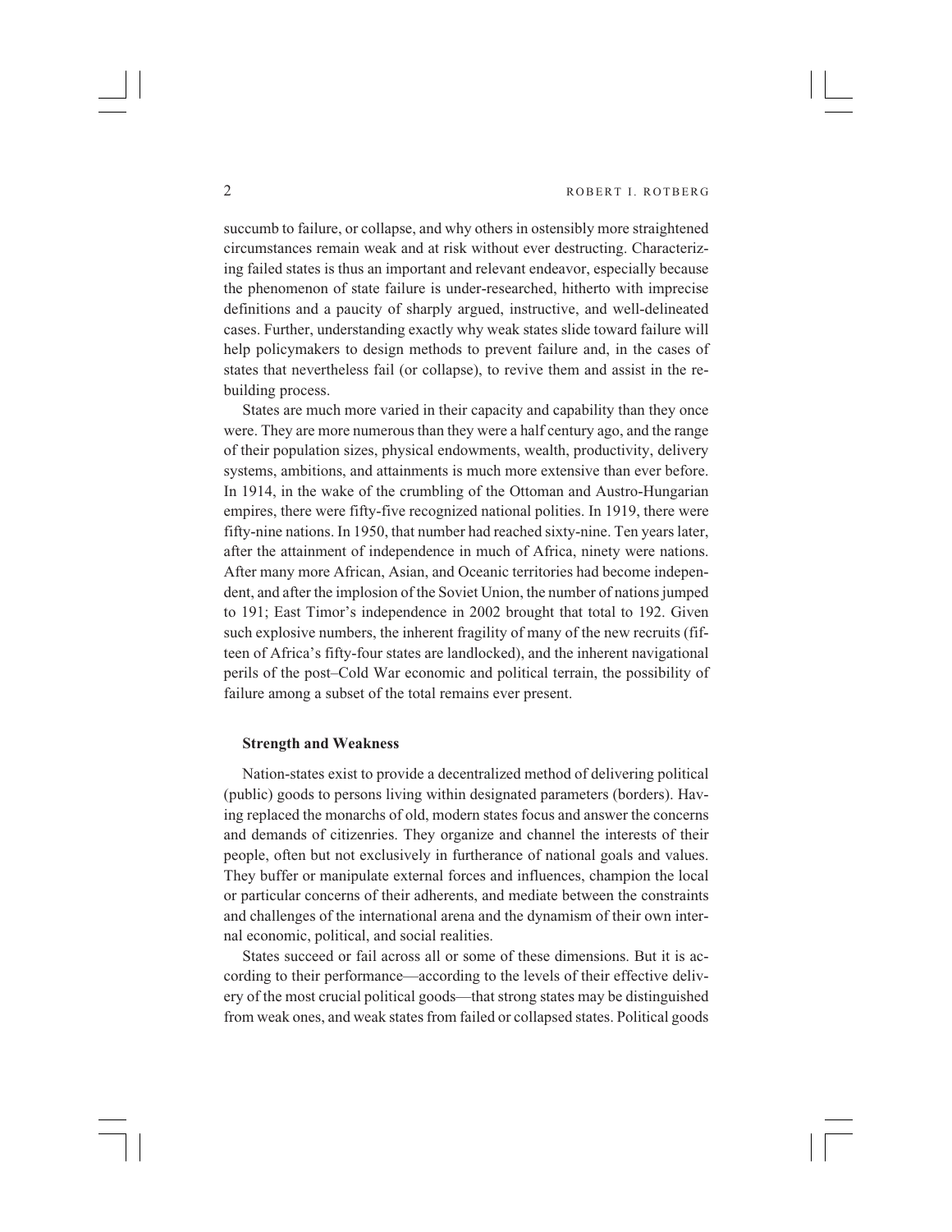succumb to failure, or collapse, and why others in ostensibly more straightened circumstances remain weak and at risk without ever destructing. Characterizing failed states is thus an important and relevant endeavor, especially because the phenomenon of state failure is under-researched, hitherto with imprecise definitions and a paucity of sharply argued, instructive, and well-delineated cases. Further, understanding exactly why weak states slide toward failure will help policymakers to design methods to prevent failure and, in the cases of states that nevertheless fail (or collapse), to revive them and assist in the rebuilding process.

States are much more varied in their capacity and capability than they once were. They are more numerous than they were a half century ago, and the range of their population sizes, physical endowments, wealth, productivity, delivery systems, ambitions, and attainments is much more extensive than ever before. In 1914, in the wake of the crumbling of the Ottoman and Austro-Hungarian empires, there were fifty-five recognized national polities. In 1919, there were fifty-nine nations. In 1950, that number had reached sixty-nine. Ten years later, after the attainment of independence in much of Africa, ninety were nations. After many more African, Asian, and Oceanic territories had become independent, and after the implosion of the Soviet Union, the number of nations jumped to 191; East Timor's independence in 2002 brought that total to 192. Given such explosive numbers, the inherent fragility of many of the new recruits (fifteen of Africa's fifty-four states are landlocked), and the inherent navigational perils of the post–Cold War economic and political terrain, the possibility of failure among a subset of the total remains ever present.

### Strength and Weakness

Nation-states exist to provide a decentralized method of delivering political (public) goods to persons living within designated parameters (borders). Having replaced the monarchs of old, modern states focus and answer the concerns and demands of citizenries. They organize and channel the interests of their people, often but not exclusively in furtherance of national goals and values. They buffer or manipulate external forces and influences, champion the local or particular concerns of their adherents, and mediate between the constraints and challenges of the international arena and the dynamism of their own internal economic, political, and social realities.

States succeed or fail across all or some of these dimensions. But it is according to their performance—according to the levels of their effective delivery of the most crucial political goods—that strong states may be distinguished from weak ones, and weak states from failed or collapsed states. Political goods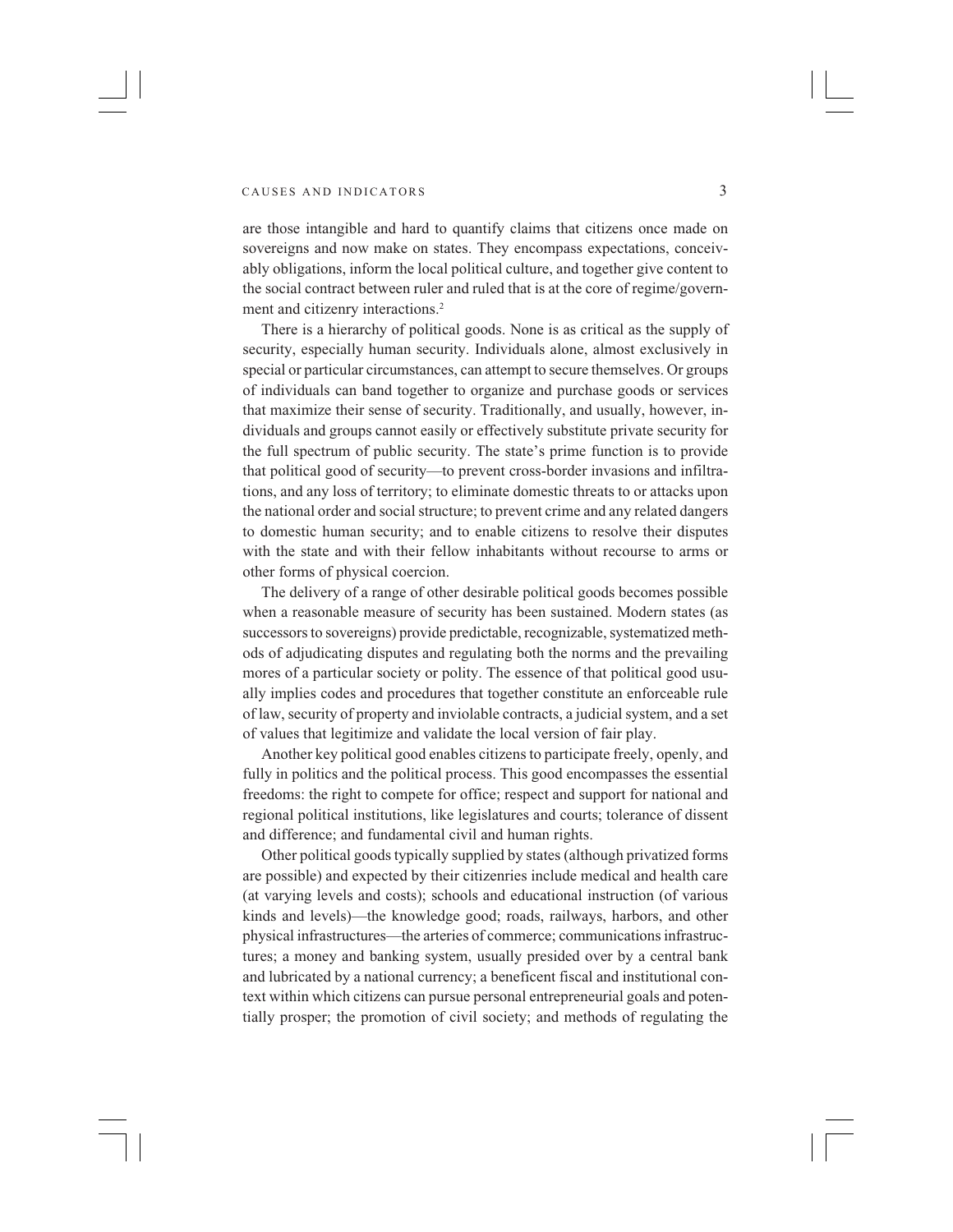are those intangible and hard to quantify claims that citizens once made on sovereigns and now make on states. They encompass expectations, conceivably obligations, inform the local political culture, and together give content to the social contract between ruler and ruled that is at the core of regime/government and citizenry interactions.[2]

There is a hierarchy of political goods. None is as critical as the supply of security, especially human security. Individuals alone, almost exclusively in special or particular circumstances, can attempt to secure themselves. Or groups of individuals can band together to organize and purchase goods or services that maximize their sense of security. Traditionally, and usually, however, individuals and groups cannot easily or effectively substitute private security for the full spectrum of public security. The state's prime function is to provide that political good of security—to prevent cross-border invasions and infiltrations, and any loss of territory; to eliminate domestic threats to or attacks upon the national order and social structure; to prevent crime and any related dangers to domestic human security; and to enable citizens to resolve their disputes with the state and with their fellow inhabitants without recourse to arms or other forms of physical coercion.

The delivery of a range of other desirable political goods becomes possible when a reasonable measure of security has been sustained. Modern states (as successors to sovereigns) provide predictable, recognizable, systematized methods of adjudicating disputes and regulating both the norms and the prevailing mores of a particular society or polity. The essence of that political good usually implies codes and procedures that together constitute an enforceable rule of law, security of property and inviolable contracts, a judicial system, and a set of values that legitimize and validate the local version of fair play.

Another key political good enables citizens to participate freely, openly, and fully in politics and the political process. This good encompasses the essential freedoms: the right to compete for office; respect and support for national and regional political institutions, like legislatures and courts; tolerance of dissent and difference; and fundamental civil and human rights.

Other political goods typically supplied by states (although privatized forms are possible) and expected by their citizenries include medical and health care (at varying levels and costs); schools and educational instruction (of various kinds and levels)—the knowledge good; roads, railways, harbors, and other physical infrastructures—the arteries of commerce; communications infrastructures; a money and banking system, usually presided over by a central bank and lubricated by a national currency; a beneficent fiscal and institutional context within which citizens can pursue personal entrepreneurial goals and potentially prosper; the promotion of civil society; and methods of regulating the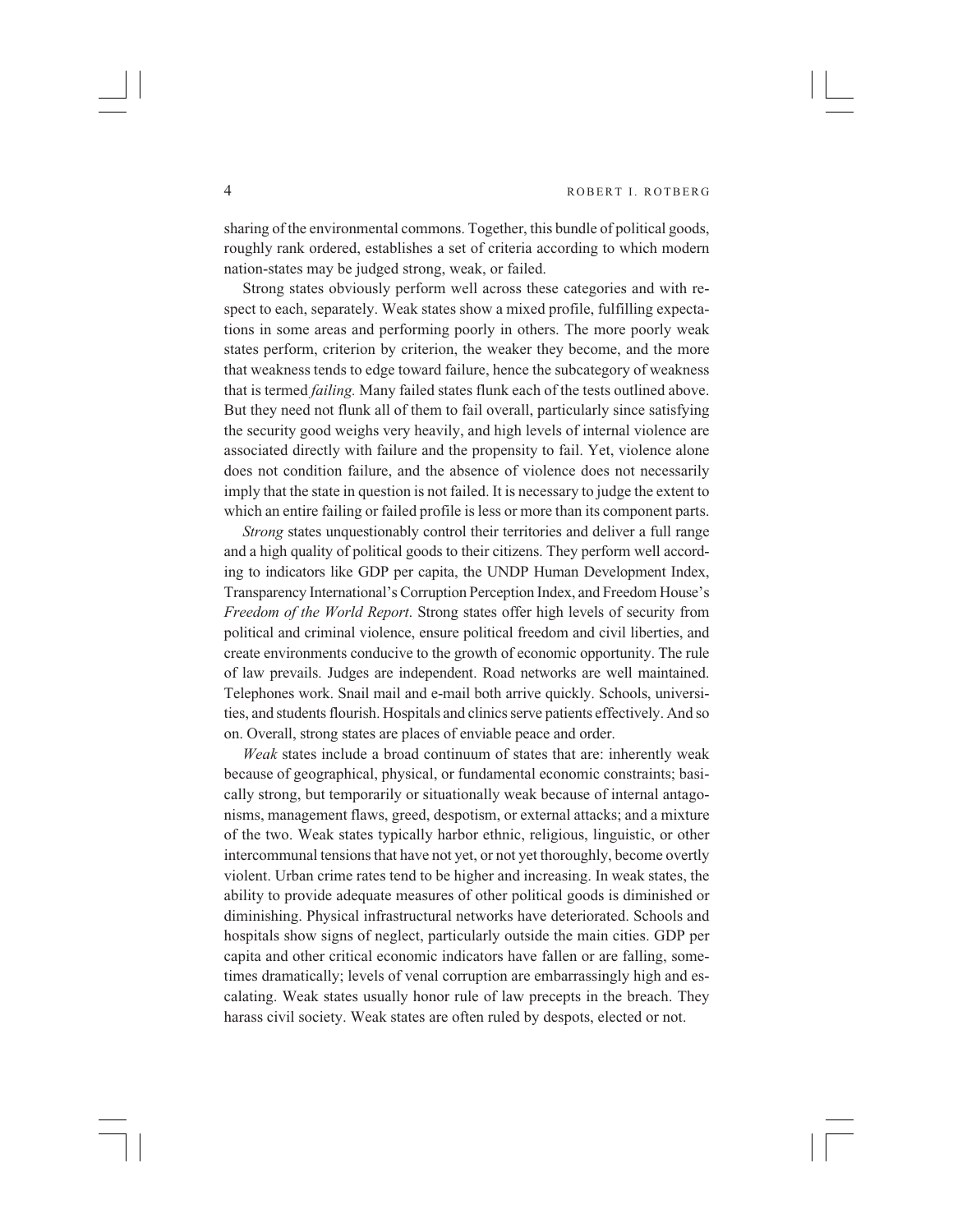sharing of the environmental commons. Together, this bundle of political goods, roughly rank ordered, establishes a set of criteria according to which modern nation-states may be judged strong, weak, or failed.

Strong states obviously perform well across these categories and with respect to each, separately. Weak states show a mixed profile, fulfilling expectations in some areas and performing poorly in others. The more poorly weak states perform, criterion by criterion, the weaker they become, and the more that weakness tends to edge toward failure, hence the subcategory of weakness that is termed *failing.* Many failed states flunk each of the tests outlined above. But they need not flunk all of them to fail overall, particularly since satisfying the security good weighs very heavily, and high levels of internal violence are associated directly with failure and the propensity to fail. Yet, violence alone does not condition failure, and the absence of violence does not necessarily imply that the state in question is not failed. It is necessary to judge the extent to which an entire failing or failed profile is less or more than its component parts.

*Strong* states unquestionably control their territories and deliver a full range and a high quality of political goods to their citizens. They perform well according to indicators like GDP per capita, the UNDP Human Development Index, Transparency International's Corruption Perception Index, and Freedom House's *Freedom of the World Report*. Strong states offer high levels of security from political and criminal violence, ensure political freedom and civil liberties, and create environments conducive to the growth of economic opportunity. The rule of law prevails. Judges are independent. Road networks are well maintained. Telephones work. Snail mail and e-mail both arrive quickly. Schools, universities, and students flourish. Hospitals and clinics serve patients effectively. And so on. Overall, strong states are places of enviable peace and order.

*Weak* states include a broad continuum of states that are: inherently weak because of geographical, physical, or fundamental economic constraints; basically strong, but temporarily or situationally weak because of internal antagonisms, management flaws, greed, despotism, or external attacks; and a mixture of the two. Weak states typically harbor ethnic, religious, linguistic, or other intercommunal tensions that have not yet, or not yet thoroughly, become overtly violent. Urban crime rates tend to be higher and increasing. In weak states, the ability to provide adequate measures of other political goods is diminished or diminishing. Physical infrastructural networks have deteriorated. Schools and hospitals show signs of neglect, particularly outside the main cities. GDP per capita and other critical economic indicators have fallen or are falling, sometimes dramatically; levels of venal corruption are embarrassingly high and escalating. Weak states usually honor rule of law precepts in the breach. They harass civil society. Weak states are often ruled by despots, elected or not.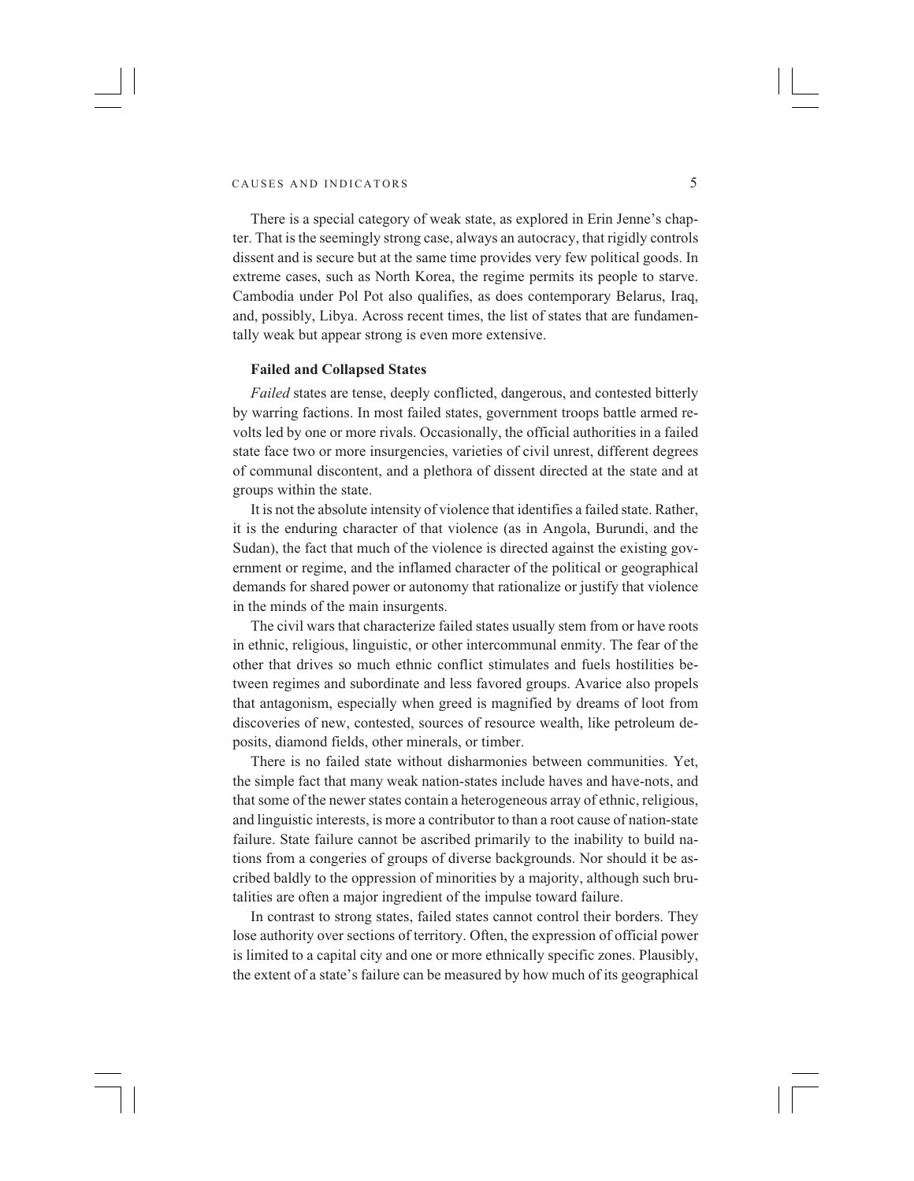There is a special category of weak state, as explored in Erin Jenne's chapter. That is the seemingly strong case, always an autocracy, that rigidly controls dissent and is secure but at the same time provides very few political goods. In extreme cases, such as North Korea, the regime permits its people to starve. Cambodia under Pol Pot also qualifies, as does contemporary Belarus, Iraq, and, possibly, Libya. Across recent times, the list of states that are fundamentally weak but appear strong is even more extensive.

### Failed and Collapsed States

*Failed* states are tense, deeply conflicted, dangerous, and contested bitterly by warring factions. In most failed states, government troops battle armed revolts led by one or more rivals. Occasionally, the official authorities in a failed state face two or more insurgencies, varieties of civil unrest, different degrees of communal discontent, and a plethora of dissent directed at the state and at groups within the state.

It is not the absolute intensity of violence that identifies a failed state. Rather, it is the enduring character of that violence (as in Angola, Burundi, and the Sudan), the fact that much of the violence is directed against the existing government or regime, and the inflamed character of the political or geographical demands for shared power or autonomy that rationalize or justify that violence in the minds of the main insurgents.

The civil wars that characterize failed states usually stem from or have roots in ethnic, religious, linguistic, or other intercommunal enmity. The fear of the other that drives so much ethnic conflict stimulates and fuels hostilities between regimes and subordinate and less favored groups. Avarice also propels that antagonism, especially when greed is magnified by dreams of loot from discoveries of new, contested, sources of resource wealth, like petroleum deposits, diamond fields, other minerals, or timber.

There is no failed state without disharmonies between communities. Yet, the simple fact that many weak nation-states include haves and have-nots, and that some of the newer states contain a heterogeneous array of ethnic, religious, and linguistic interests, is more a contributor to than a root cause of nation-state failure. State failure cannot be ascribed primarily to the inability to build nations from a congeries of groups of diverse backgrounds. Nor should it be ascribed baldly to the oppression of minorities by a majority, although such brutalities are often a major ingredient of the impulse toward failure.

In contrast to strong states, failed states cannot control their borders. They lose authority over sections of territory. Often, the expression of official power is limited to a capital city and one or more ethnically specific zones. Plausibly, the extent of a state's failure can be measured by how much of its geographical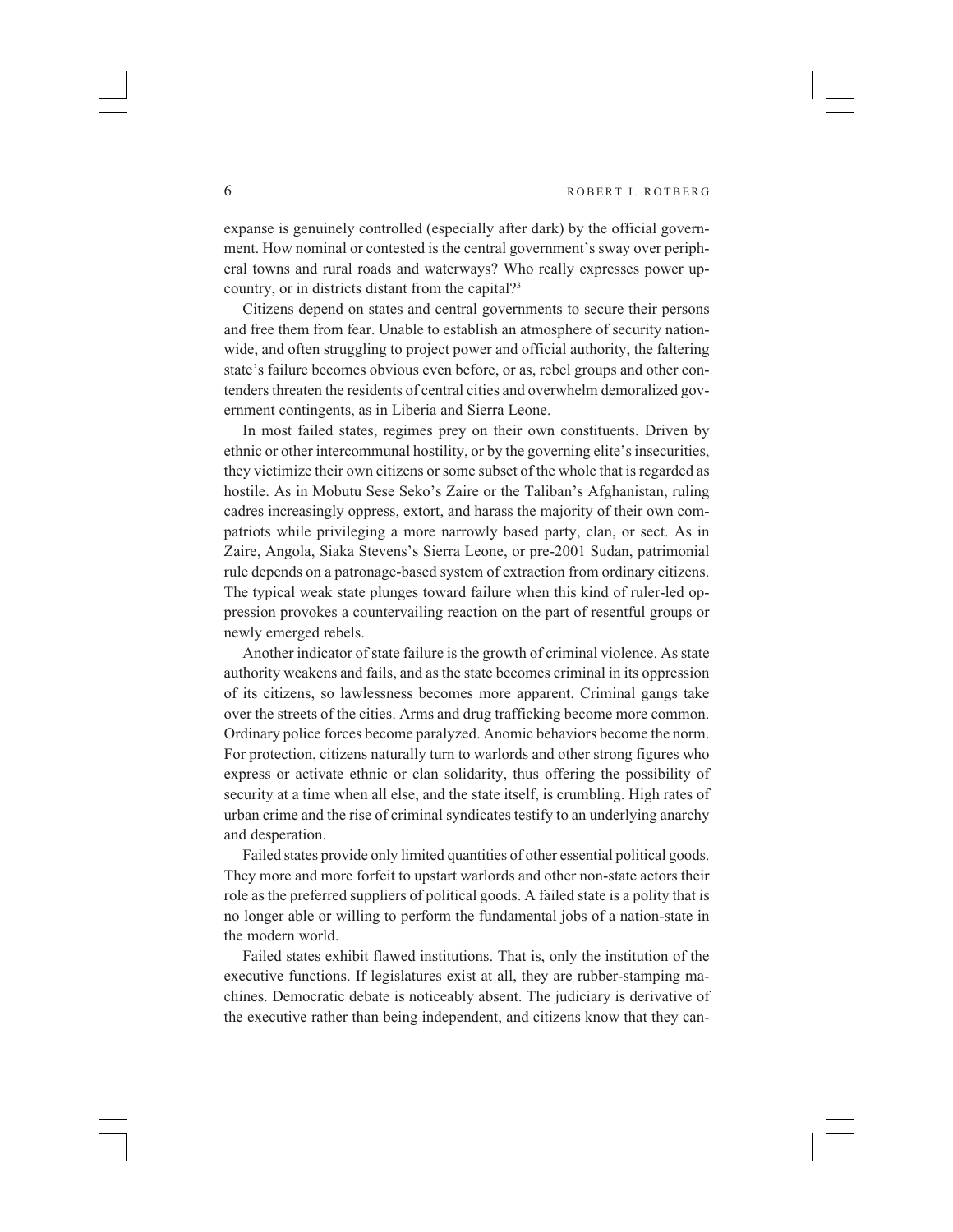expanse is genuinely controlled (especially after dark) by the official government. How nominal or contested is the central government's sway over peripheral towns and rural roads and waterways? Who really expresses power upcountry, or in districts distant from the capital?[3]

Citizens depend on states and central governments to secure their persons and free them from fear. Unable to establish an atmosphere of security nationwide, and often struggling to project power and official authority, the faltering state's failure becomes obvious even before, or as, rebel groups and other contenders threaten the residents of central cities and overwhelm demoralized government contingents, as in Liberia and Sierra Leone.

In most failed states, regimes prey on their own constituents. Driven by ethnic or other intercommunal hostility, or by the governing elite's insecurities, they victimize their own citizens or some subset of the whole that is regarded as hostile. As in Mobutu Sese Seko's Zaire or the Taliban's Afghanistan, ruling cadres increasingly oppress, extort, and harass the majority of their own compatriots while privileging a more narrowly based party, clan, or sect. As in Zaire, Angola, Siaka Stevens's Sierra Leone, or pre-2001 Sudan, patrimonial rule depends on a patronage-based system of extraction from ordinary citizens. The typical weak state plunges toward failure when this kind of ruler-led oppression provokes a countervailing reaction on the part of resentful groups or newly emerged rebels.

Another indicator of state failure is the growth of criminal violence. As state authority weakens and fails, and as the state becomes criminal in its oppression of its citizens, so lawlessness becomes more apparent. Criminal gangs take over the streets of the cities. Arms and drug trafficking become more common. Ordinary police forces become paralyzed. Anomic behaviors become the norm. For protection, citizens naturally turn to warlords and other strong figures who express or activate ethnic or clan solidarity, thus offering the possibility of security at a time when all else, and the state itself, is crumbling. High rates of urban crime and the rise of criminal syndicates testify to an underlying anarchy and desperation.

Failed states provide only limited quantities of other essential political goods. They more and more forfeit to upstart warlords and other non-state actors their role as the preferred suppliers of political goods. A failed state is a polity that is no longer able or willing to perform the fundamental jobs of a nation-state in the modern world.

Failed states exhibit flawed institutions. That is, only the institution of the executive functions. If legislatures exist at all, they are rubber-stamping machines. Democratic debate is noticeably absent. The judiciary is derivative of the executive rather than being independent, and citizens know that they can-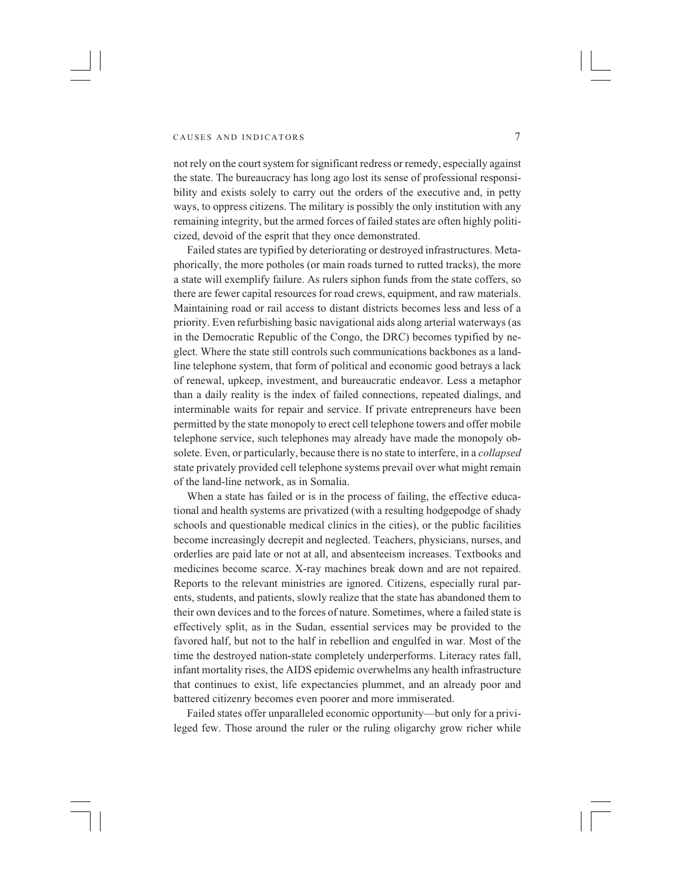not rely on the court system for significant redress or remedy, especially against the state. The bureaucracy has long ago lost its sense of professional responsibility and exists solely to carry out the orders of the executive and, in petty ways, to oppress citizens. The military is possibly the only institution with any remaining integrity, but the armed forces of failed states are often highly politicized, devoid of the esprit that they once demonstrated.

Failed states are typified by deteriorating or destroyed infrastructures. Metaphorically, the more potholes (or main roads turned to rutted tracks), the more a state will exemplify failure. As rulers siphon funds from the state coffers, so there are fewer capital resources for road crews, equipment, and raw materials. Maintaining road or rail access to distant districts becomes less and less of a priority. Even refurbishing basic navigational aids along arterial waterways (as in the Democratic Republic of the Congo, the DRC) becomes typified by neglect. Where the state still controls such communications backbones as a land-line telephone system, that form of political and economic good betrays a lack of renewal, upkeep, investment, and bureaucratic endeavor. Less a metaphor than a daily reality is the index of failed connections, repeated dialings, and interminable waits for repair and service. If private entrepreneurs have been permitted by the state monopoly to erect cell telephone towers and offer mobile telephone service, such telephones may already have made the monopoly obsolete. Even, or particularly, because there is no state to interfere, in a *collapsed* state privately provided cell telephone systems prevail over what might remain of the land-line network, as in Somalia.

When a state has failed or is in the process of failing, the effective educational and health systems are privatized (with a resulting hodgepodge of shady schools and questionable medical clinics in the cities), or the public facilities become increasingly decrepit and neglected. Teachers, physicians, nurses, and orderlies are paid late or not at all, and absenteeism increases. Textbooks and medicines become scarce. X-ray machines break down and are not repaired. Reports to the relevant ministries are ignored. Citizens, especially rural parents, students, and patients, slowly realize that the state has abandoned them to their own devices and to the forces of nature. Sometimes, where a failed state is effectively split, as in the Sudan, essential services may be provided to the favored half, but not to the half in rebellion and engulfed in war. Most of the time the destroyed nation-state completely underperforms. Literacy rates fall, infant mortality rises, the AIDS epidemic overwhelms any health infrastructure that continues to exist, life expectancies plummet, and an already poor and battered citizenry becomes even poorer and more immiserated.

Failed states offer unparalleled economic opportunity—but only for a privileged few. Those around the ruler or the ruling oligarchy grow richer while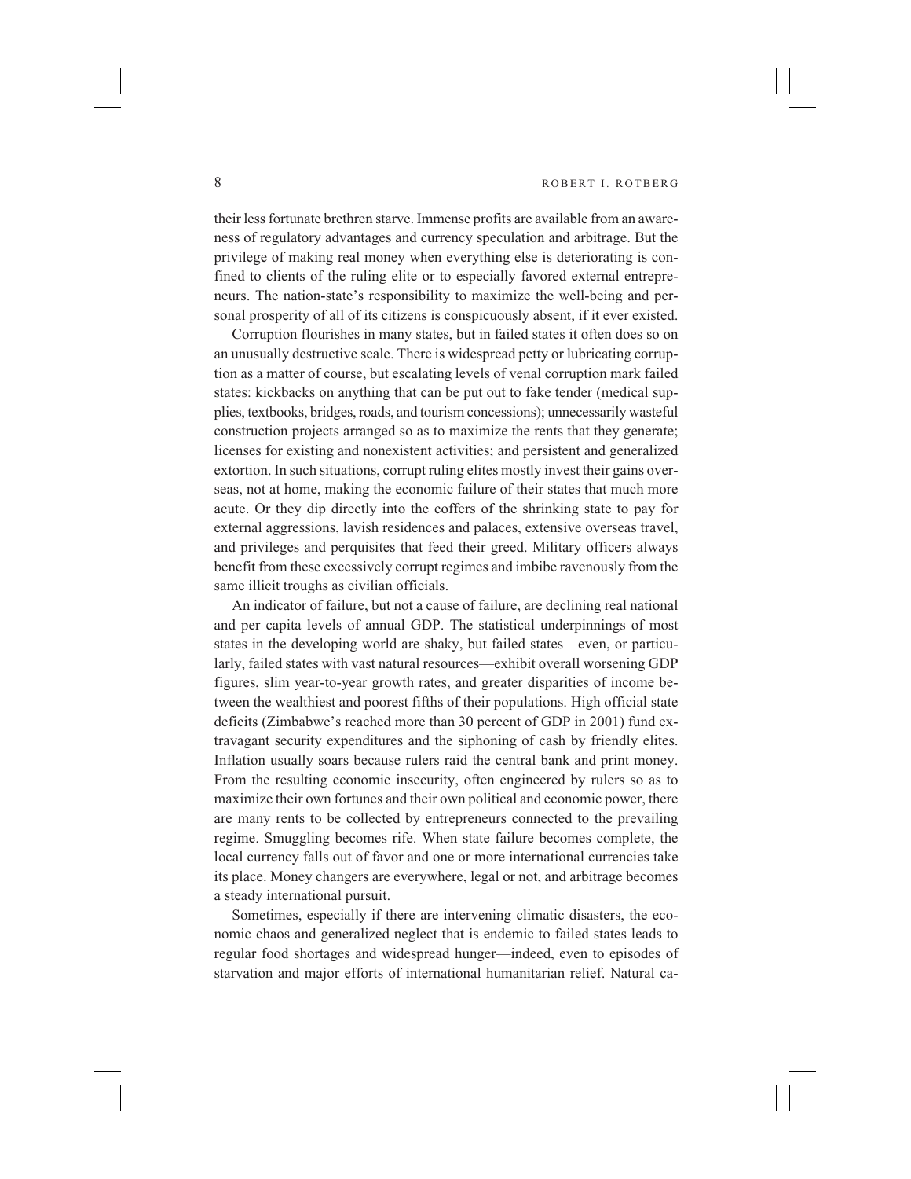their less fortunate brethren starve. Immense profits are available from an awareness of regulatory advantages and currency speculation and arbitrage. But the privilege of making real money when everything else is deteriorating is confined to clients of the ruling elite or to especially favored external entrepreneurs. The nation-state's responsibility to maximize the well-being and personal prosperity of all of its citizens is conspicuously absent, if it ever existed.

Corruption flourishes in many states, but in failed states it often does so on an unusually destructive scale. There is widespread petty or lubricating corruption as a matter of course, but escalating levels of venal corruption mark failed states: kickbacks on anything that can be put out to fake tender (medical supplies, textbooks, bridges, roads, and tourism concessions); unnecessarily wasteful construction projects arranged so as to maximize the rents that they generate; licenses for existing and nonexistent activities; and persistent and generalized extortion. In such situations, corrupt ruling elites mostly invest their gains overseas, not at home, making the economic failure of their states that much more acute. Or they dip directly into the coffers of the shrinking state to pay for external aggressions, lavish residences and palaces, extensive overseas travel, and privileges and perquisites that feed their greed. Military officers always benefit from these excessively corrupt regimes and imbibe ravenously from the same illicit troughs as civilian officials.

An indicator of failure, but not a cause of failure, are declining real national and per capita levels of annual GDP. The statistical underpinnings of most states in the developing world are shaky, but failed states—even, or particularly, failed states with vast natural resources—exhibit overall worsening GDP figures, slim year-to-year growth rates, and greater disparities of income between the wealthiest and poorest fifths of their populations. High official state deficits (Zimbabwe's reached more than 30 percent of GDP in 2001) fund extravagant security expenditures and the siphoning of cash by friendly elites. Inflation usually soars because rulers raid the central bank and print money. From the resulting economic insecurity, often engineered by rulers so as to maximize their own fortunes and their own political and economic power, there are many rents to be collected by entrepreneurs connected to the prevailing regime. Smuggling becomes rife. When state failure becomes complete, the local currency falls out of favor and one or more international currencies take its place. Money changers are everywhere, legal or not, and arbitrage becomes a steady international pursuit.

Sometimes, especially if there are intervening climatic disasters, the economic chaos and generalized neglect that is endemic to failed states leads to regular food shortages and widespread hunger—indeed, even to episodes of starvation and major efforts of international humanitarian relief. Natural ca-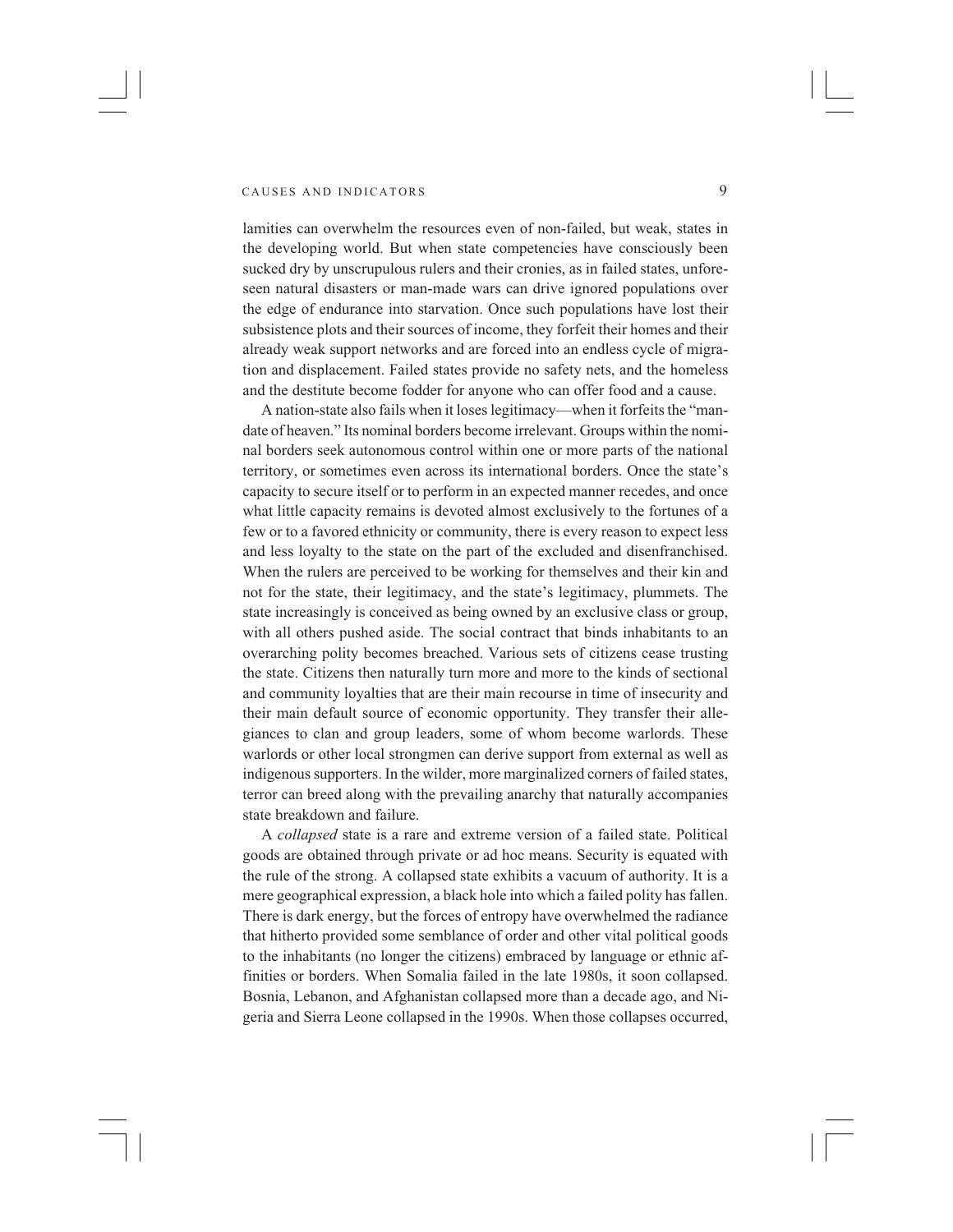lamities can overwhelm the resources even of non-failed, but weak, states in the developing world. But when state competencies have consciously been sucked dry by unscrupulous rulers and their cronies, as in failed states, unforeseen natural disasters or man-made wars can drive ignored populations over the edge of endurance into starvation. Once such populations have lost their subsistence plots and their sources of income, they forfeit their homes and their already weak support networks and are forced into an endless cycle of migration and displacement. Failed states provide no safety nets, and the homeless and the destitute become fodder for anyone who can offer food and a cause.

A nation-state also fails when it loses legitimacy—when it forfeits the "mandate of heaven." Its nominal borders become irrelevant. Groups within the nominal borders seek autonomous control within one or more parts of the national territory, or sometimes even across its international borders. Once the state's capacity to secure itself or to perform in an expected manner recedes, and once what little capacity remains is devoted almost exclusively to the fortunes of a few or to a favored ethnicity or community, there is every reason to expect less and less loyalty to the state on the part of the excluded and disenfranchised. When the rulers are perceived to be working for themselves and their kin and not for the state, their legitimacy, and the state's legitimacy, plummets. The state increasingly is conceived as being owned by an exclusive class or group, with all others pushed aside. The social contract that binds inhabitants to an overarching polity becomes breached. Various sets of citizens cease trusting the state. Citizens then naturally turn more and more to the kinds of sectional and community loyalties that are their main recourse in time of insecurity and their main default source of economic opportunity. They transfer their allegiances to clan and group leaders, some of whom become warlords. These warlords or other local strongmen can derive support from external as well as indigenous supporters. In the wilder, more marginalized corners of failed states, terror can breed along with the prevailing anarchy that naturally accompanies state breakdown and failure.

A *collapsed* state is a rare and extreme version of a failed state. Political goods are obtained through private or ad hoc means. Security is equated with the rule of the strong. A collapsed state exhibits a vacuum of authority. It is a mere geographical expression, a black hole into which a failed polity has fallen. There is dark energy, but the forces of entropy have overwhelmed the radiance that hitherto provided some semblance of order and other vital political goods to the inhabitants (no longer the citizens) embraced by language or ethnic affinities or borders. When Somalia failed in the late 1980s, it soon collapsed. Bosnia, Lebanon, and Afghanistan collapsed more than a decade ago, and Nigeria and Sierra Leone collapsed in the 1990s. When those collapses occurred,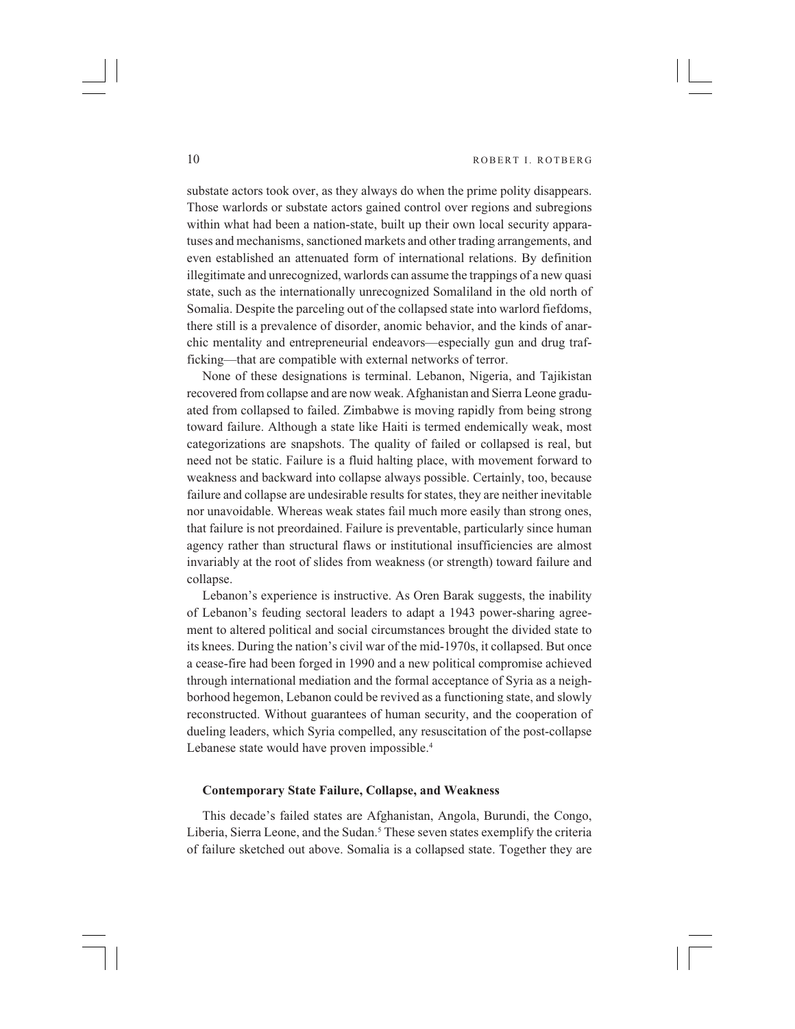substate actors took over, as they always do when the prime polity disappears. Those warlords or substate actors gained control over regions and subregions within what had been a nation-state, built up their own local security apparatuses and mechanisms, sanctioned markets and other trading arrangements, and even established an attenuated form of international relations. By definition illegitimate and unrecognized, warlords can assume the trappings of a new quasi state, such as the internationally unrecognized Somaliland in the old north of Somalia. Despite the parceling out of the collapsed state into warlord fiefdoms, there still is a prevalence of disorder, anomic behavior, and the kinds of anarchic mentality and entrepreneurial endeavors—especially gun and drug trafficking—that are compatible with external networks of terror.

None of these designations is terminal. Lebanon, Nigeria, and Tajikistan recovered from collapse and are now weak. Afghanistan and Sierra Leone graduated from collapsed to failed. Zimbabwe is moving rapidly from being strong toward failure. Although a state like Haiti is termed endemically weak, most categorizations are snapshots. The quality of failed or collapsed is real, but need not be static. Failure is a fluid halting place, with movement forward to weakness and backward into collapse always possible. Certainly, too, because failure and collapse are undesirable results for states, they are neither inevitable nor unavoidable. Whereas weak states fail much more easily than strong ones, that failure is not preordained. Failure is preventable, particularly since human agency rather than structural flaws or institutional insufficiencies are almost invariably at the root of slides from weakness (or strength) toward failure and collapse.

Lebanon's experience is instructive. As Oren Barak suggests, the inability of Lebanon's feuding sectoral leaders to adapt a 1943 power-sharing agreement to altered political and social circumstances brought the divided state to its knees. During the nation's civil war of the mid-1970s, it collapsed. But once a cease-fire had been forged in 1990 and a new political compromise achieved through international mediation and the formal acceptance of Syria as a neighborhood hegemon, Lebanon could be revived as a functioning state, and slowly reconstructed. Without guarantees of human security, and the cooperation of dueling leaders, which Syria compelled, any resuscitation of the post-collapse Lebanese state would have proven impossible.[4]

### Contemporary State Failure, Collapse, and Weakness

This decade's failed states are Afghanistan, Angola, Burundi, the Congo, Liberia, Sierra Leone, and the Sudan.[5] These seven states exemplify the criteria of failure sketched out above. Somalia is a collapsed state. Together they are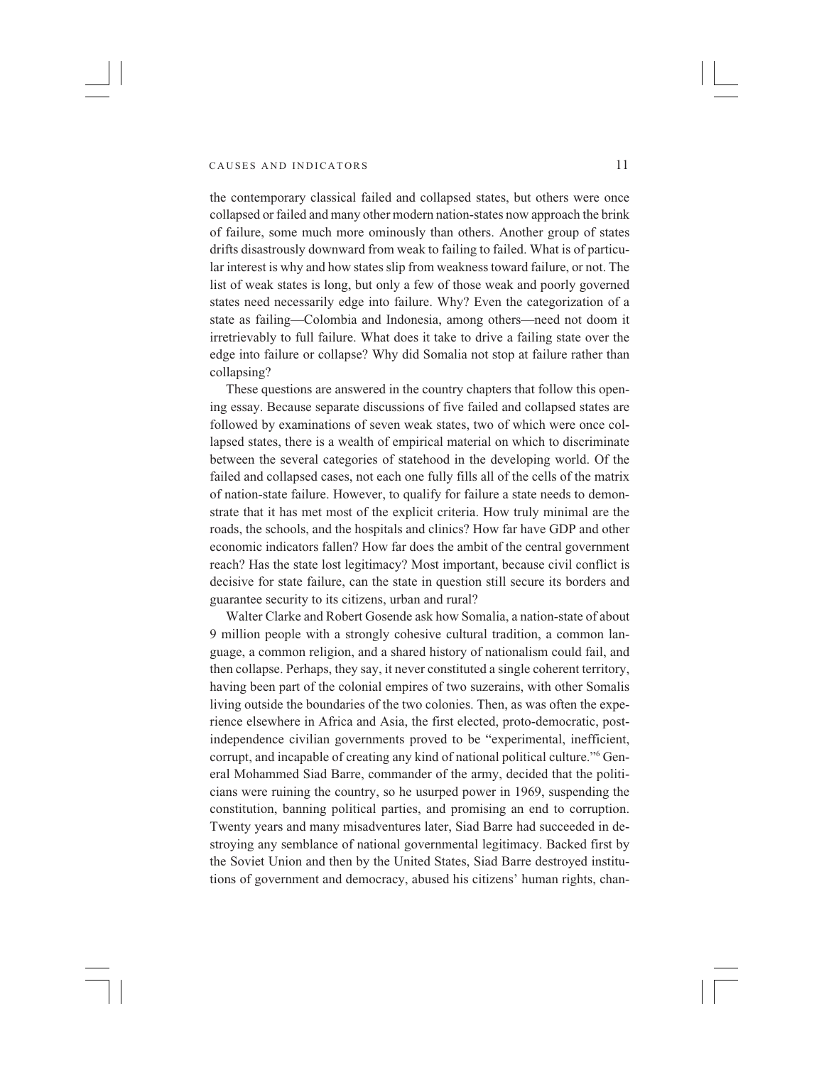the contemporary classical failed and collapsed states, but others were once collapsed or failed and many other modern nation-states now approach the brink of failure, some much more ominously than others. Another group of states drifts disastrously downward from weak to failing to failed. What is of particular interest is why and how states slip from weakness toward failure, or not. The list of weak states is long, but only a few of those weak and poorly governed states need necessarily edge into failure. Why? Even the categorization of a state as failing—Colombia and Indonesia, among others—need not doom it irretrievably to full failure. What does it take to drive a failing state over the edge into failure or collapse? Why did Somalia not stop at failure rather than collapsing?

These questions are answered in the country chapters that follow this opening essay. Because separate discussions of five failed and collapsed states are followed by examinations of seven weak states, two of which were once collapsed states, there is a wealth of empirical material on which to discriminate between the several categories of statehood in the developing world. Of the failed and collapsed cases, not each one fully fills all of the cells of the matrix of nation-state failure. However, to qualify for failure a state needs to demonstrate that it has met most of the explicit criteria. How truly minimal are the roads, the schools, and the hospitals and clinics? How far have GDP and other economic indicators fallen? How far does the ambit of the central government reach? Has the state lost legitimacy? Most important, because civil conflict is decisive for state failure, can the state in question still secure its borders and guarantee security to its citizens, urban and rural?

Walter Clarke and Robert Gosende ask how Somalia, a nation-state of about 9 million people with a strongly cohesive cultural tradition, a common language, a common religion, and a shared history of nationalism could fail, and then collapse. Perhaps, they say, it never constituted a single coherent territory, having been part of the colonial empires of two suzerains, with other Somalis living outside the boundaries of the two colonies. Then, as was often the experience elsewhere in Africa and Asia, the first elected, proto-democratic, post-independence civilian governments proved to be "experimental, inefficient, corrupt, and incapable of creating any kind of national political culture."[6] General Mohammed Siad Barre, commander of the army, decided that the politicians were ruining the country, so he usurped power in 1969, suspending the constitution, banning political parties, and promising an end to corruption. Twenty years and many misadventures later, Siad Barre had succeeded in destroying any semblance of national governmental legitimacy. Backed first by the Soviet Union and then by the United States, Siad Barre destroyed institutions of government and democracy, abused his citizens' human rights, chan-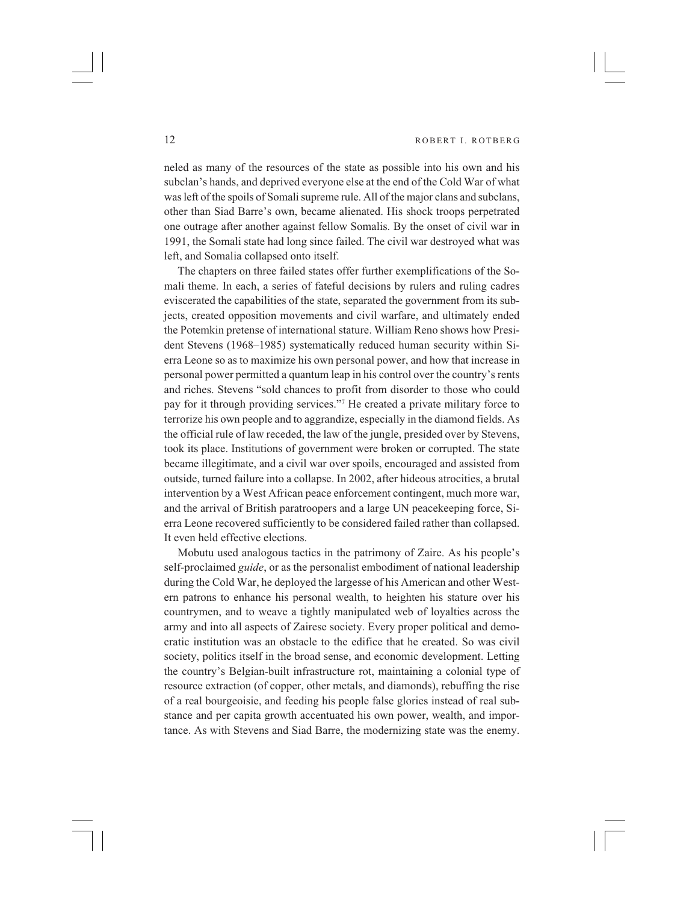neled as many of the resources of the state as possible into his own and his subclan's hands, and deprived everyone else at the end of the Cold War of what was left of the spoils of Somali supreme rule. All of the major clans and subclans, other than Siad Barre's own, became alienated. His shock troops perpetrated one outrage after another against fellow Somalis. By the onset of civil war in 1991, the Somali state had long since failed. The civil war destroyed what was left, and Somalia collapsed onto itself.

The chapters on three failed states offer further exemplifications of the Somali theme. In each, a series of fateful decisions by rulers and ruling cadres eviscerated the capabilities of the state, separated the government from its subjects, created opposition movements and civil warfare, and ultimately ended the Potemkin pretense of international stature. William Reno shows how President Stevens (1968–1985) systematically reduced human security within Sierra Leone so as to maximize his own personal power, and how that increase in personal power permitted a quantum leap in his control over the country's rents and riches. Stevens "sold chances to profit from disorder to those who could pay for it through providing services."[7] He created a private military force to terrorize his own people and to aggrandize, especially in the diamond fields. As the official rule of law receded, the law of the jungle, presided over by Stevens, took its place. Institutions of government were broken or corrupted. The state became illegitimate, and a civil war over spoils, encouraged and assisted from outside, turned failure into a collapse. In 2002, after hideous atrocities, a brutal intervention by a West African peace enforcement contingent, much more war, and the arrival of British paratroopers and a large UN peacekeeping force, Sierra Leone recovered sufficiently to be considered failed rather than collapsed. It even held effective elections.

Mobutu used analogous tactics in the patrimony of Zaire. As his people's self-proclaimed *guide*, or as the personalist embodiment of national leadership during the Cold War, he deployed the largesse of his American and other Western patrons to enhance his personal wealth, to heighten his stature over his countrymen, and to weave a tightly manipulated web of loyalties across the army and into all aspects of Zairese society. Every proper political and democratic institution was an obstacle to the edifice that he created. So was civil society, politics itself in the broad sense, and economic development. Letting the country's Belgian-built infrastructure rot, maintaining a colonial type of resource extraction (of copper, other metals, and diamonds), rebuffing the rise of a real bourgeoisie, and feeding his people false glories instead of real substance and per capita growth accentuated his own power, wealth, and importance. As with Stevens and Siad Barre, the modernizing state was the enemy.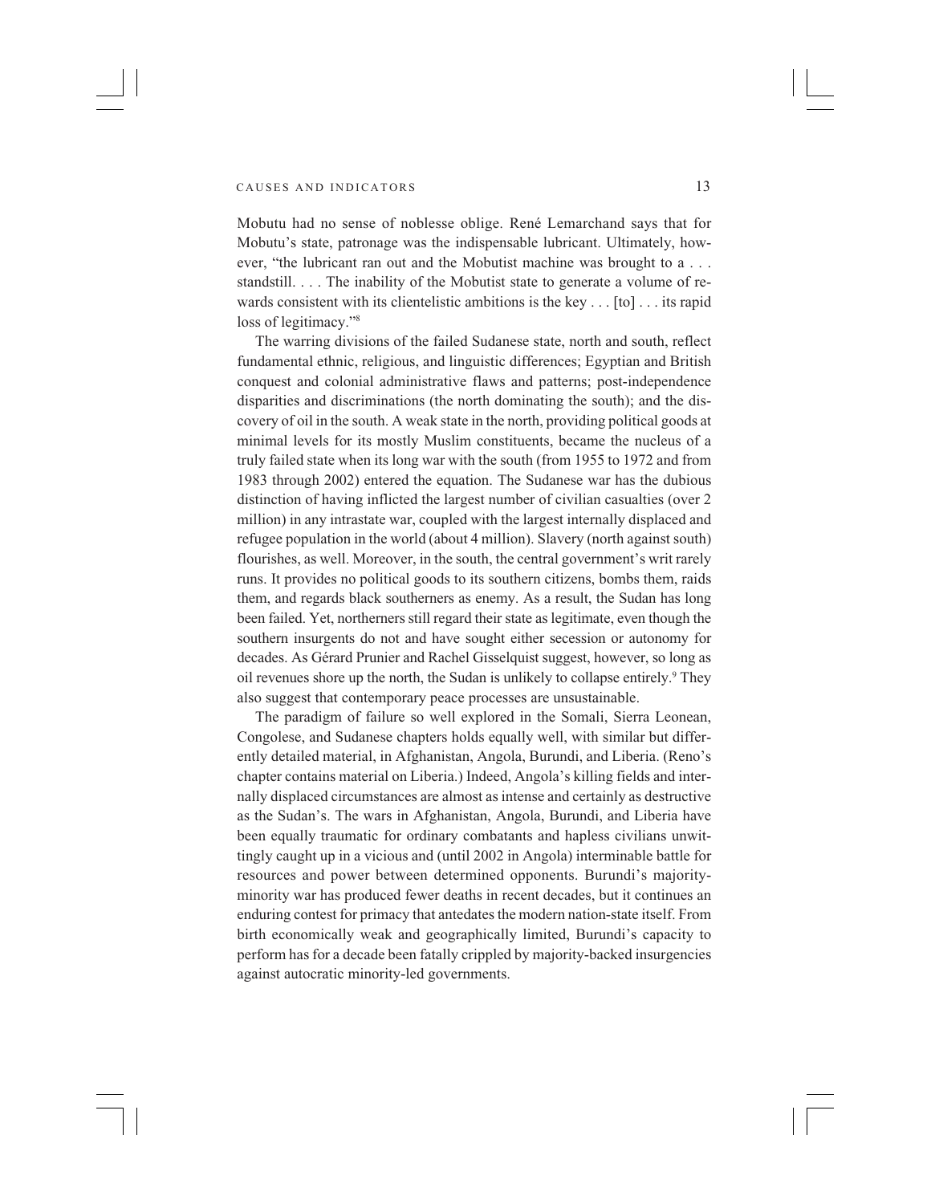Mobutu had no sense of noblesse oblige. René Lemarchand says that for Mobutu's state, patronage was the indispensable lubricant. Ultimately, however, "the lubricant ran out and the Mobutist machine was brought to a . . . standstill. . . . The inability of the Mobutist state to generate a volume of rewards consistent with its clientelistic ambitions is the key . . . [to] . . . its rapid loss of legitimacy."[8]

The warring divisions of the failed Sudanese state, north and south, reflect fundamental ethnic, religious, and linguistic differences; Egyptian and British conquest and colonial administrative flaws and patterns; post-independence disparities and discriminations (the north dominating the south); and the discovery of oil in the south. A weak state in the north, providing political goods at minimal levels for its mostly Muslim constituents, became the nucleus of a truly failed state when its long war with the south (from 1955 to 1972 and from 1983 through 2002) entered the equation. The Sudanese war has the dubious distinction of having inflicted the largest number of civilian casualties (over 2 million) in any intrastate war, coupled with the largest internally displaced and refugee population in the world (about 4 million). Slavery (north against south) flourishes, as well. Moreover, in the south, the central government's writ rarely runs. It provides no political goods to its southern citizens, bombs them, raids them, and regards black southerners as enemy. As a result, the Sudan has long been failed. Yet, northerners still regard their state as legitimate, even though the southern insurgents do not and have sought either secession or autonomy for decades. As Gérard Prunier and Rachel Gisselquist suggest, however, so long as oil revenues shore up the north, the Sudan is unlikely to collapse entirely.[9] They also suggest that contemporary peace processes are unsustainable.

The paradigm of failure so well explored in the Somali, Sierra Leonean, Congolese, and Sudanese chapters holds equally well, with similar but differently detailed material, in Afghanistan, Angola, Burundi, and Liberia. (Reno's chapter contains material on Liberia.) Indeed, Angola's killing fields and internally displaced circumstances are almost as intense and certainly as destructive as the Sudan's. The wars in Afghanistan, Angola, Burundi, and Liberia have been equally traumatic for ordinary combatants and hapless civilians unwittingly caught up in a vicious and (until 2002 in Angola) interminable battle for resources and power between determined opponents. Burundi's majority-minority war has produced fewer deaths in recent decades, but it continues an enduring contest for primacy that antedates the modern nation-state itself. From birth economically weak and geographically limited, Burundi's capacity to perform has for a decade been fatally crippled by majority-backed insurgencies against autocratic minority-led governments.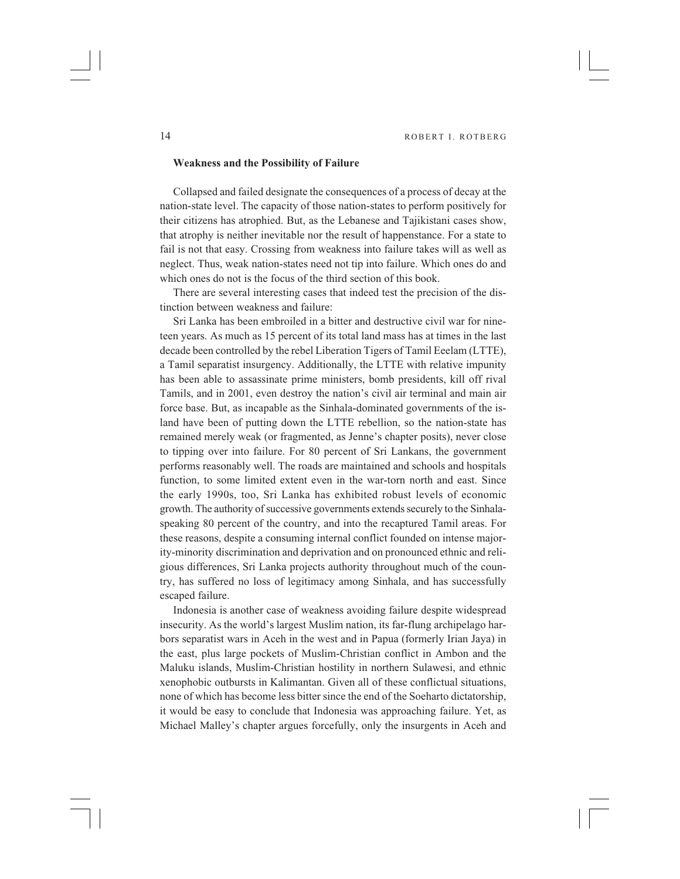### Weakness and the Possibility of Failure

Collapsed and failed designate the consequences of a process of decay at the nation-state level. The capacity of those nation-states to perform positively for their citizens has atrophied. But, as the Lebanese and Tajikistani cases show, that atrophy is neither inevitable nor the result of happenstance. For a state to fail is not that easy. Crossing from weakness into failure takes will as well as neglect. Thus, weak nation-states need not tip into failure. Which ones do and which ones do not is the focus of the third section of this book.

There are several interesting cases that indeed test the precision of the distinction between weakness and failure:

Sri Lanka has been embroiled in a bitter and destructive civil war for nineteen years. As much as 15 percent of its total land mass has at times in the last decade been controlled by the rebel Liberation Tigers of Tamil Eeelam (LTTE), a Tamil separatist insurgency. Additionally, the LTTE with relative impunity has been able to assassinate prime ministers, bomb presidents, kill off rival Tamils, and in 2001, even destroy the nation's civil air terminal and main air force base. But, as incapable as the Sinhala-dominated governments of the island have been of putting down the LTTE rebellion, so the nation-state has remained merely weak (or fragmented, as Jenne's chapter posits), never close to tipping over into failure. For 80 percent of Sri Lankans, the government performs reasonably well. The roads are maintained and schools and hospitals function, to some limited extent even in the war-torn north and east. Since the early 1990s, too, Sri Lanka has exhibited robust levels of economic growth. The authority of successive governments extends securely to the Sinhala-speaking 80 percent of the country, and into the recaptured Tamil areas. For these reasons, despite a consuming internal conflict founded on intense majority-minority discrimination and deprivation and on pronounced ethnic and religious differences, Sri Lanka projects authority throughout much of the country, has suffered no loss of legitimacy among Sinhala, and has successfully escaped failure.

Indonesia is another case of weakness avoiding failure despite widespread insecurity. As the world's largest Muslim nation, its far-flung archipelago harbors separatist wars in Aceh in the west and in Papua (formerly Irian Jaya) in the east, plus large pockets of Muslim-Christian conflict in Ambon and the Maluku islands, Muslim-Christian hostility in northern Sulawesi, and ethnic xenophobic outbursts in Kalimantan. Given all of these conflictual situations, none of which has become less bitter since the end of the Soeharto dictatorship, it would be easy to conclude that Indonesia was approaching failure. Yet, as Michael Malley's chapter argues forcefully, only the insurgents in Aceh and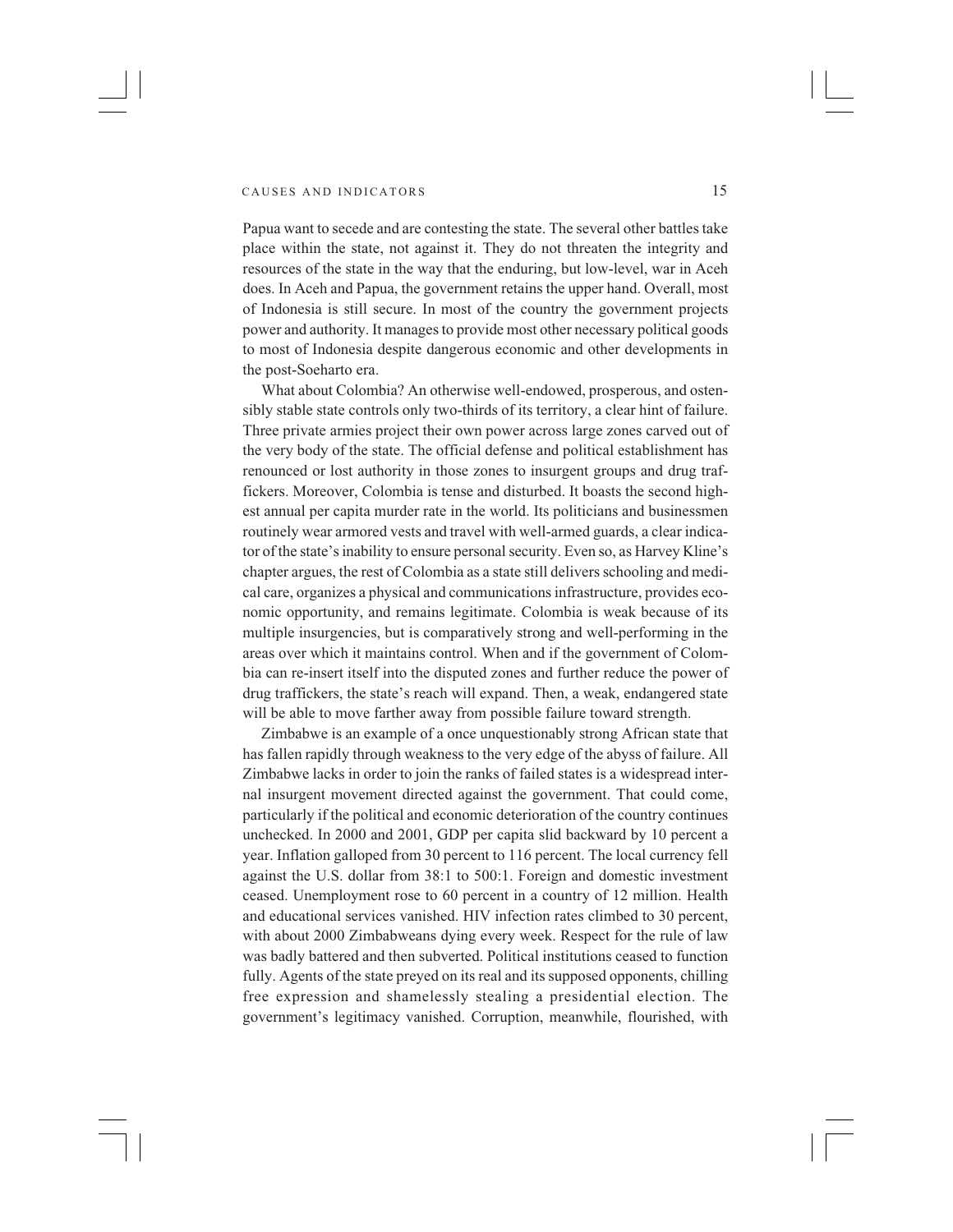Papua want to secede and are contesting the state. The several other battles take place within the state, not against it. They do not threaten the integrity and resources of the state in the way that the enduring, but low-level, war in Aceh does. In Aceh and Papua, the government retains the upper hand. Overall, most of Indonesia is still secure. In most of the country the government projects power and authority. It manages to provide most other necessary political goods to most of Indonesia despite dangerous economic and other developments in the post-Soeharto era.

What about Colombia? An otherwise well-endowed, prosperous, and ostensibly stable state controls only two-thirds of its territory, a clear hint of failure. Three private armies project their own power across large zones carved out of the very body of the state. The official defense and political establishment has renounced or lost authority in those zones to insurgent groups and drug traffickers. Moreover, Colombia is tense and disturbed. It boasts the second highest annual per capita murder rate in the world. Its politicians and businessmen routinely wear armored vests and travel with well-armed guards, a clear indicator of the state's inability to ensure personal security. Even so, as Harvey Kline's chapter argues, the rest of Colombia as a state still delivers schooling and medical care, organizes a physical and communications infrastructure, provides economic opportunity, and remains legitimate. Colombia is weak because of its multiple insurgencies, but is comparatively strong and well-performing in the areas over which it maintains control. When and if the government of Colombia can re-insert itself into the disputed zones and further reduce the power of drug traffickers, the state's reach will expand. Then, a weak, endangered state will be able to move farther away from possible failure toward strength.

Zimbabwe is an example of a once unquestionably strong African state that has fallen rapidly through weakness to the very edge of the abyss of failure. All Zimbabwe lacks in order to join the ranks of failed states is a widespread internal insurgent movement directed against the government. That could come, particularly if the political and economic deterioration of the country continues unchecked. In 2000 and 2001, GDP per capita slid backward by 10 percent a year. Inflation galloped from 30 percent to 116 percent. The local currency fell against the U.S. dollar from 38:1 to 500:1. Foreign and domestic investment ceased. Unemployment rose to 60 percent in a country of 12 million. Health and educational services vanished. HIV infection rates climbed to 30 percent, with about 2000 Zimbabweans dying every week. Respect for the rule of law was badly battered and then subverted. Political institutions ceased to function fully. Agents of the state preyed on its real and its supposed opponents, chilling free expression and shamelessly stealing a presidential election. The government's legitimacy vanished. Corruption, meanwhile, flourished, with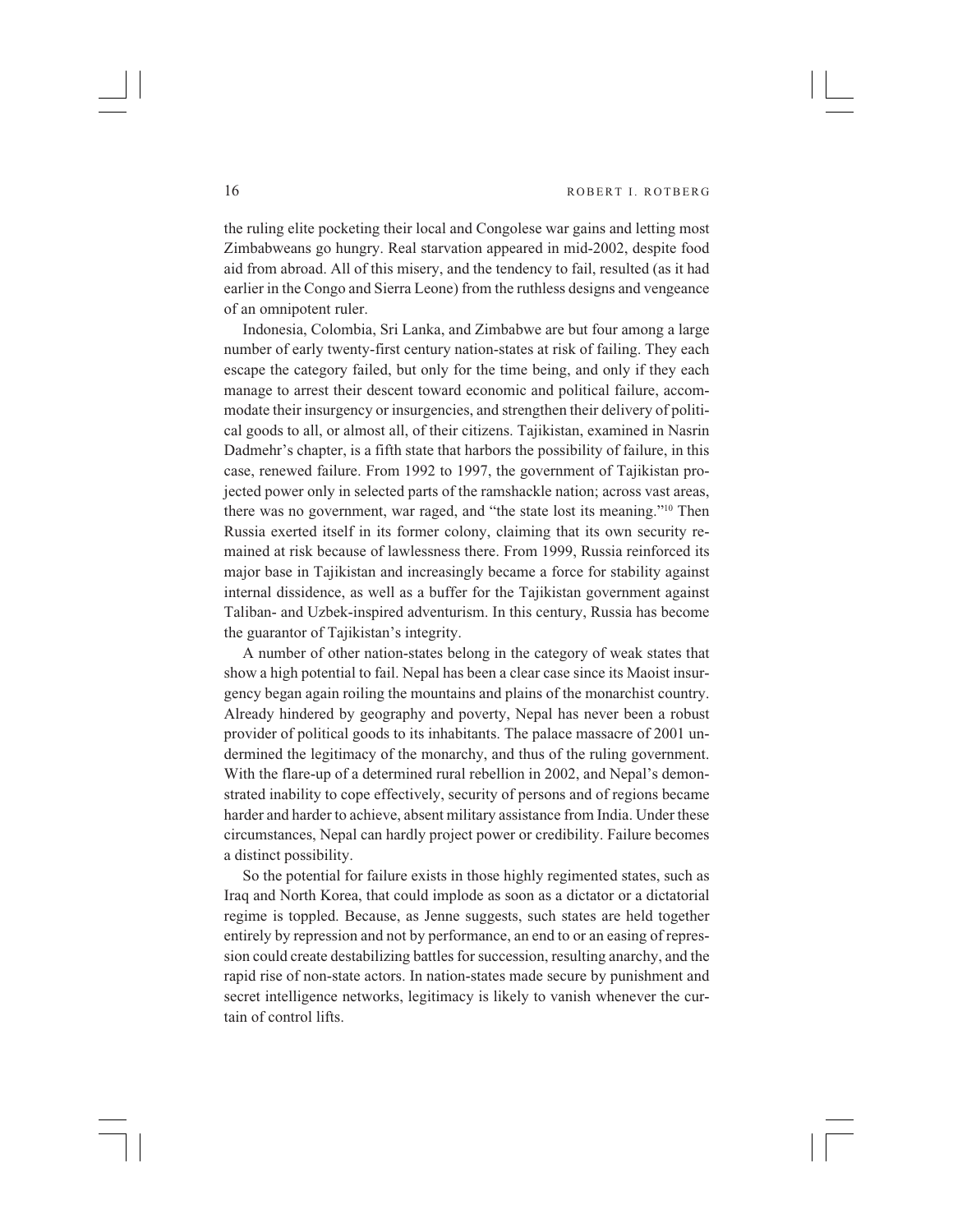the ruling elite pocketing their local and Congolese war gains and letting most Zimbabweans go hungry. Real starvation appeared in mid-2002, despite food aid from abroad. All of this misery, and the tendency to fail, resulted (as it had earlier in the Congo and Sierra Leone) from the ruthless designs and vengeance of an omnipotent ruler.

Indonesia, Colombia, Sri Lanka, and Zimbabwe are but four among a large number of early twenty-first century nation-states at risk of failing. They each escape the category failed, but only for the time being, and only if they each manage to arrest their descent toward economic and political failure, accommodate their insurgency or insurgencies, and strengthen their delivery of political goods to all, or almost all, of their citizens. Tajikistan, examined in Nasrin Dadmehr's chapter, is a fifth state that harbors the possibility of failure, in this case, renewed failure. From 1992 to 1997, the government of Tajikistan projected power only in selected parts of the ramshackle nation; across vast areas, there was no government, war raged, and "the state lost its meaning."[10] Then Russia exerted itself in its former colony, claiming that its own security remained at risk because of lawlessness there. From 1999, Russia reinforced its major base in Tajikistan and increasingly became a force for stability against internal dissidence, as well as a buffer for the Tajikistan government against Taliban- and Uzbek-inspired adventurism. In this century, Russia has become the guarantor of Tajikistan's integrity.

A number of other nation-states belong in the category of weak states that show a high potential to fail. Nepal has been a clear case since its Maoist insurgency began again roiling the mountains and plains of the monarchist country. Already hindered by geography and poverty, Nepal has never been a robust provider of political goods to its inhabitants. The palace massacre of 2001 undermined the legitimacy of the monarchy, and thus of the ruling government. With the flare-up of a determined rural rebellion in 2002, and Nepal's demonstrated inability to cope effectively, security of persons and of regions became harder and harder to achieve, absent military assistance from India. Under these circumstances, Nepal can hardly project power or credibility. Failure becomes a distinct possibility.

So the potential for failure exists in those highly regimented states, such as Iraq and North Korea, that could implode as soon as a dictator or a dictatorial regime is toppled. Because, as Jenne suggests, such states are held together entirely by repression and not by performance, an end to or an easing of repression could create destabilizing battles for succession, resulting anarchy, and the rapid rise of non-state actors. In nation-states made secure by punishment and secret intelligence networks, legitimacy is likely to vanish whenever the curtain of control lifts.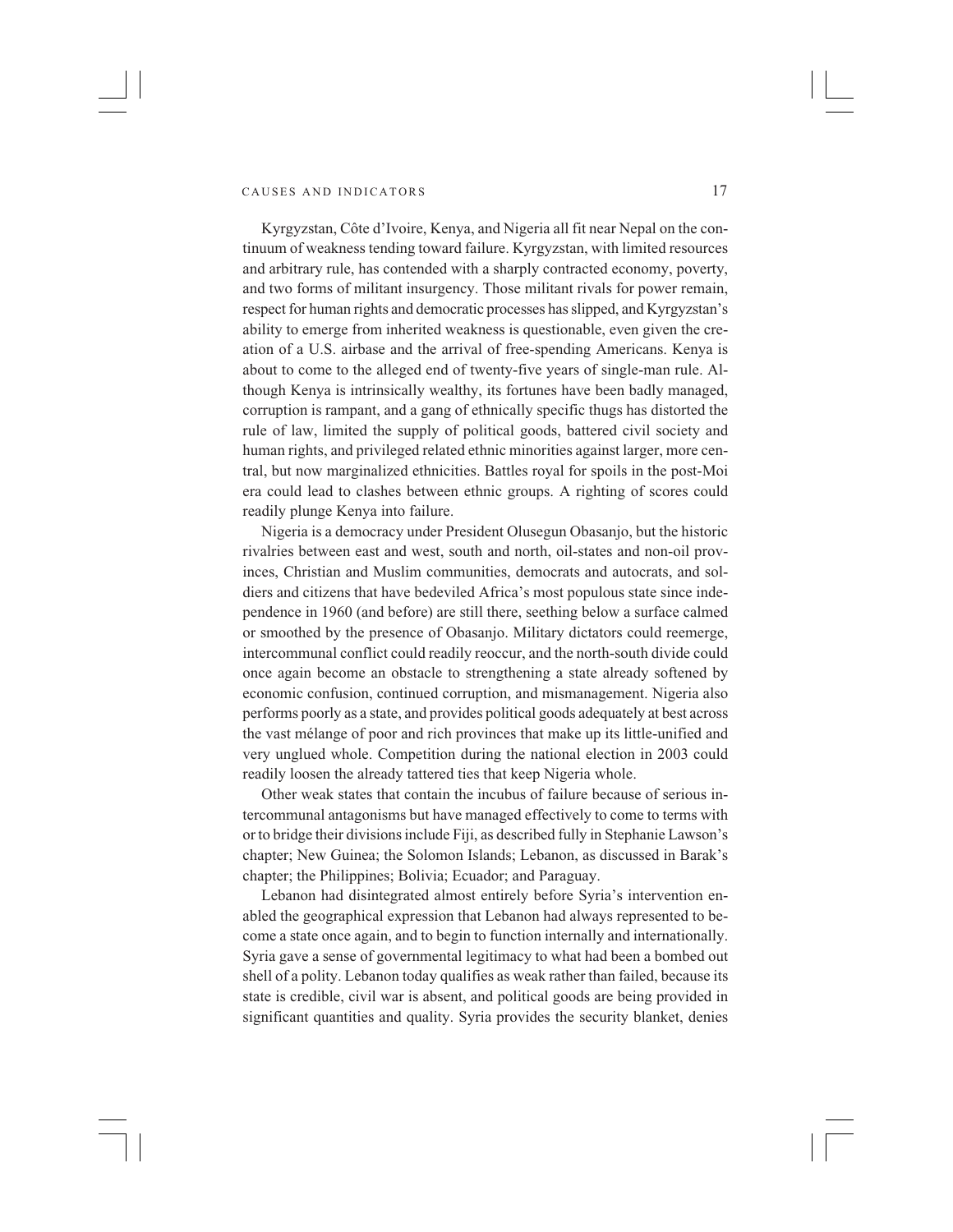Kyrgyzstan, Côte d'Ivoire, Kenya, and Nigeria all fit near Nepal on the continuum of weakness tending toward failure. Kyrgyzstan, with limited resources and arbitrary rule, has contended with a sharply contracted economy, poverty, and two forms of militant insurgency. Those militant rivals for power remain, respect for human rights and democratic processes has slipped, and Kyrgyzstan's ability to emerge from inherited weakness is questionable, even given the creation of a U.S. airbase and the arrival of free-spending Americans. Kenya is about to come to the alleged end of twenty-five years of single-man rule. Although Kenya is intrinsically wealthy, its fortunes have been badly managed, corruption is rampant, and a gang of ethnically specific thugs has distorted the rule of law, limited the supply of political goods, battered civil society and human rights, and privileged related ethnic minorities against larger, more central, but now marginalized ethnicities. Battles royal for spoils in the post-Moi era could lead to clashes between ethnic groups. A righting of scores could readily plunge Kenya into failure.

Nigeria is a democracy under President Olusegun Obasanjo, but the historic rivalries between east and west, south and north, oil-states and non-oil provinces, Christian and Muslim communities, democrats and autocrats, and soldiers and citizens that have bedeviled Africa's most populous state since independence in 1960 (and before) are still there, seething below a surface calmed or smoothed by the presence of Obasanjo. Military dictators could reemerge, intercommunal conflict could readily reoccur, and the north-south divide could once again become an obstacle to strengthening a state already softened by economic confusion, continued corruption, and mismanagement. Nigeria also performs poorly as a state, and provides political goods adequately at best across the vast mélange of poor and rich provinces that make up its little-unified and very unglued whole. Competition during the national election in 2003 could readily loosen the already tattered ties that keep Nigeria whole.

Other weak states that contain the incubus of failure because of serious intercommunal antagonisms but have managed effectively to come to terms with or to bridge their divisions include Fiji, as described fully in Stephanie Lawson's chapter; New Guinea; the Solomon Islands; Lebanon, as discussed in Barak's chapter; the Philippines; Bolivia; Ecuador; and Paraguay.

Lebanon had disintegrated almost entirely before Syria's intervention enabled the geographical expression that Lebanon had always represented to become a state once again, and to begin to function internally and internationally. Syria gave a sense of governmental legitimacy to what had been a bombed out shell of a polity. Lebanon today qualifies as weak rather than failed, because its state is credible, civil war is absent, and political goods are being provided in significant quantities and quality. Syria provides the security blanket, denies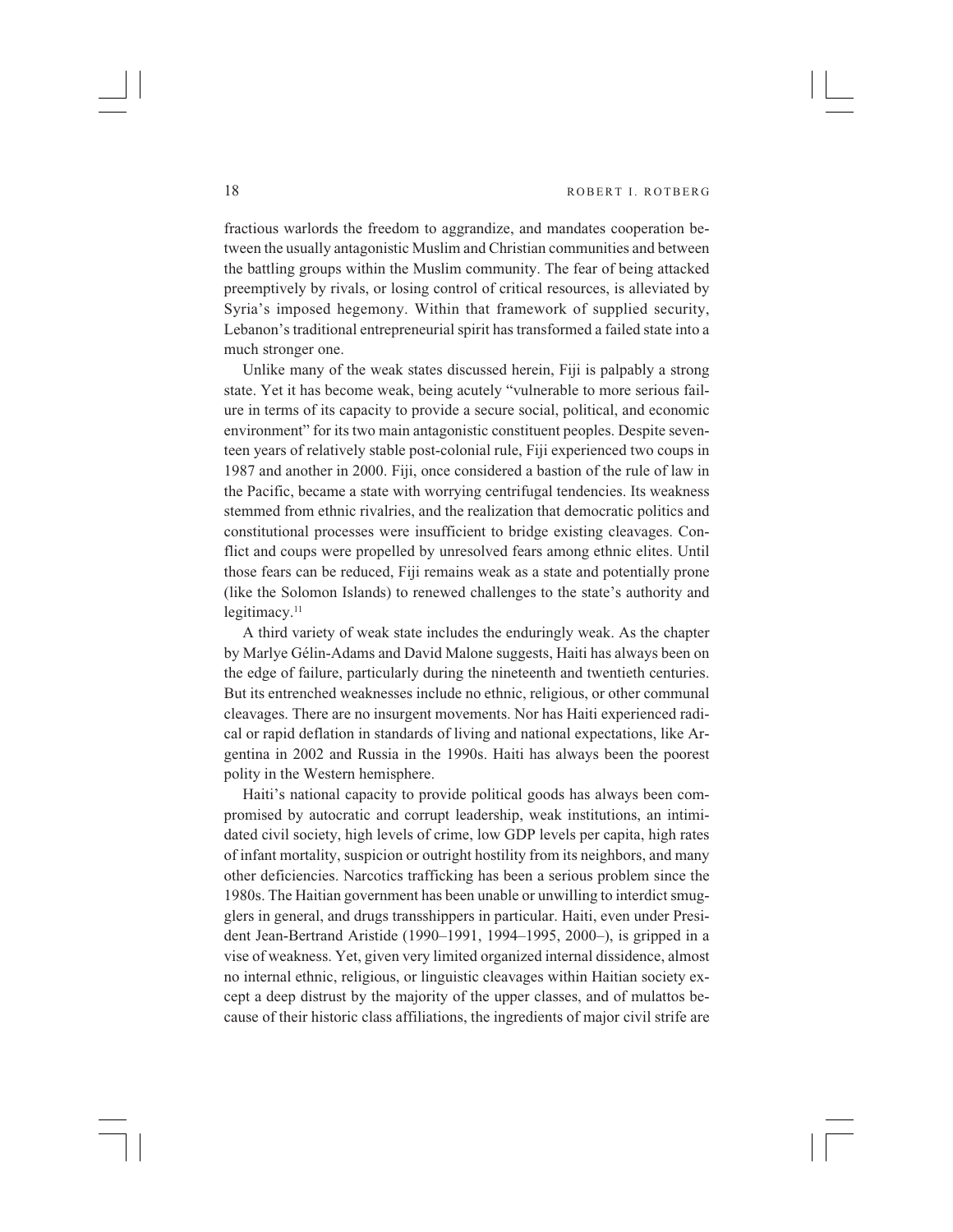fractious warlords the freedom to aggrandize, and mandates cooperation between the usually antagonistic Muslim and Christian communities and between the battling groups within the Muslim community. The fear of being attacked preemptively by rivals, or losing control of critical resources, is alleviated by Syria's imposed hegemony. Within that framework of supplied security, Lebanon's traditional entrepreneurial spirit has transformed a failed state into a much stronger one.

Unlike many of the weak states discussed herein, Fiji is palpably a strong state. Yet it has become weak, being acutely "vulnerable to more serious failure in terms of its capacity to provide a secure social, political, and economic environment" for its two main antagonistic constituent peoples. Despite seventeen years of relatively stable post-colonial rule, Fiji experienced two coups in 1987 and another in 2000. Fiji, once considered a bastion of the rule of law in the Pacific, became a state with worrying centrifugal tendencies. Its weakness stemmed from ethnic rivalries, and the realization that democratic politics and constitutional processes were insufficient to bridge existing cleavages. Conflict and coups were propelled by unresolved fears among ethnic elites. Until those fears can be reduced, Fiji remains weak as a state and potentially prone (like the Solomon Islands) to renewed challenges to the state's authority and legitimacy.[11]

A third variety of weak state includes the enduringly weak. As the chapter by Marlye Gélin-Adams and David Malone suggests, Haiti has always been on the edge of failure, particularly during the nineteenth and twentieth centuries. But its entrenched weaknesses include no ethnic, religious, or other communal cleavages. There are no insurgent movements. Nor has Haiti experienced radical or rapid deflation in standards of living and national expectations, like Argentina in 2002 and Russia in the 1990s. Haiti has always been the poorest polity in the Western hemisphere.

Haiti's national capacity to provide political goods has always been compromised by autocratic and corrupt leadership, weak institutions, an intimidated civil society, high levels of crime, low GDP levels per capita, high rates of infant mortality, suspicion or outright hostility from its neighbors, and many other deficiencies. Narcotics trafficking has been a serious problem since the 1980s. The Haitian government has been unable or unwilling to interdict smugglers in general, and drugs transshippers in particular. Haiti, even under President Jean-Bertrand Aristide (1990–1991, 1994–1995, 2000–), is gripped in a vise of weakness. Yet, given very limited organized internal dissidence, almost no internal ethnic, religious, or linguistic cleavages within Haitian society except a deep distrust by the majority of the upper classes, and of mulattos because of their historic class affiliations, the ingredients of major civil strife are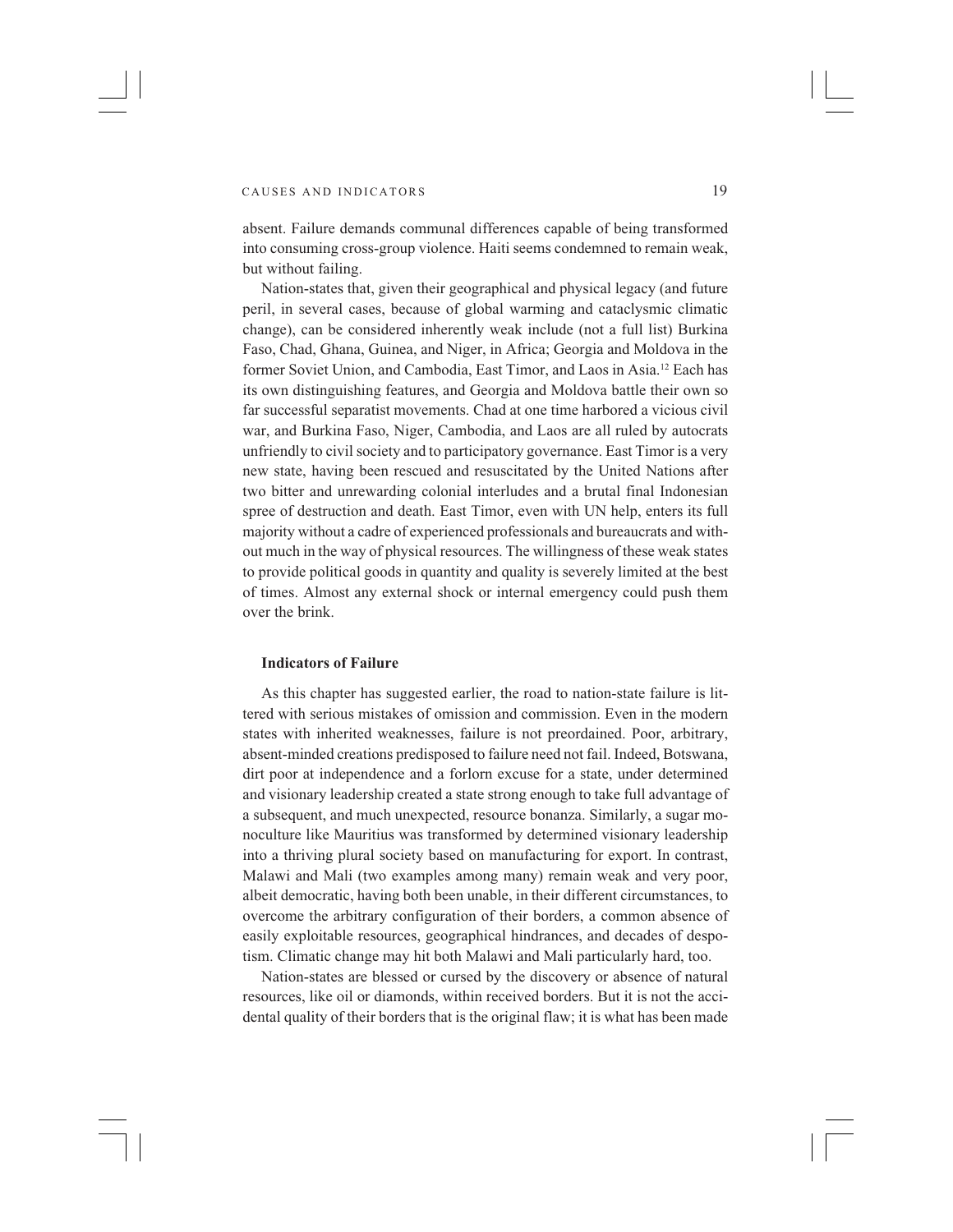absent. Failure demands communal differences capable of being transformed into consuming cross-group violence. Haiti seems condemned to remain weak, but without failing.

Nation-states that, given their geographical and physical legacy (and future peril, in several cases, because of global warming and cataclysmic climatic change), can be considered inherently weak include (not a full list) Burkina Faso, Chad, Ghana, Guinea, and Niger, in Africa; Georgia and Moldova in the former Soviet Union, and Cambodia, East Timor, and Laos in Asia.[12] Each has its own distinguishing features, and Georgia and Moldova battle their own so far successful separatist movements. Chad at one time harbored a vicious civil war, and Burkina Faso, Niger, Cambodia, and Laos are all ruled by autocrats unfriendly to civil society and to participatory governance. East Timor is a very new state, having been rescued and resuscitated by the United Nations after two bitter and unrewarding colonial interludes and a brutal final Indonesian spree of destruction and death. East Timor, even with UN help, enters its full majority without a cadre of experienced professionals and bureaucrats and without much in the way of physical resources. The willingness of these weak states to provide political goods in quantity and quality is severely limited at the best of times. Almost any external shock or internal emergency could push them over the brink.

### Indicators of Failure

As this chapter has suggested earlier, the road to nation-state failure is littered with serious mistakes of omission and commission. Even in the modern states with inherited weaknesses, failure is not preordained. Poor, arbitrary, absent-minded creations predisposed to failure need not fail. Indeed, Botswana, dirt poor at independence and a forlorn excuse for a state, under determined and visionary leadership created a state strong enough to take full advantage of a subsequent, and much unexpected, resource bonanza. Similarly, a sugar monoculture like Mauritius was transformed by determined visionary leadership into a thriving plural society based on manufacturing for export. In contrast, Malawi and Mali (two examples among many) remain weak and very poor, albeit democratic, having both been unable, in their different circumstances, to overcome the arbitrary configuration of their borders, a common absence of easily exploitable resources, geographical hindrances, and decades of despotism. Climatic change may hit both Malawi and Mali particularly hard, too.

Nation-states are blessed or cursed by the discovery or absence of natural resources, like oil or diamonds, within received borders. But it is not the accidental quality of their borders that is the original flaw; it is what has been made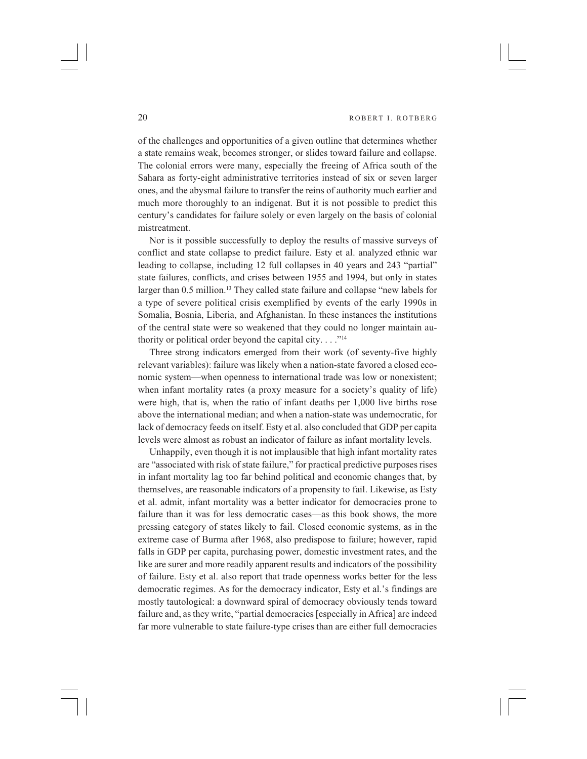of the challenges and opportunities of a given outline that determines whether a state remains weak, becomes stronger, or slides toward failure and collapse. The colonial errors were many, especially the freeing of Africa south of the Sahara as forty-eight administrative territories instead of six or seven larger ones, and the abysmal failure to transfer the reins of authority much earlier and much more thoroughly to an indigenat. But it is not possible to predict this century's candidates for failure solely or even largely on the basis of colonial mistreatment.

Nor is it possible successfully to deploy the results of massive surveys of conflict and state collapse to predict failure. Esty et al. analyzed ethnic war leading to collapse, including 12 full collapses in 40 years and 243 "partial" state failures, conflicts, and crises between 1955 and 1994, but only in states larger than 0.5 million.[13] They called state failure and collapse "new labels for a type of severe political crisis exemplified by events of the early 1990s in Somalia, Bosnia, Liberia, and Afghanistan. In these instances the institutions of the central state were so weakened that they could no longer maintain authority or political order beyond the capital city. . . ."[14]

Three strong indicators emerged from their work (of seventy-five highly relevant variables): failure was likely when a nation-state favored a closed economic system—when openness to international trade was low or nonexistent; when infant mortality rates (a proxy measure for a society's quality of life) were high, that is, when the ratio of infant deaths per 1,000 live births rose above the international median; and when a nation-state was undemocratic, for lack of democracy feeds on itself. Esty et al. also concluded that GDP per capita levels were almost as robust an indicator of failure as infant mortality levels.

Unhappily, even though it is not implausible that high infant mortality rates are "associated with risk of state failure," for practical predictive purposes rises in infant mortality lag too far behind political and economic changes that, by themselves, are reasonable indicators of a propensity to fail. Likewise, as Esty et al. admit, infant mortality was a better indicator for democracies prone to failure than it was for less democratic cases—as this book shows, the more pressing category of states likely to fail. Closed economic systems, as in the extreme case of Burma after 1968, also predispose to failure; however, rapid falls in GDP per capita, purchasing power, domestic investment rates, and the like are surer and more readily apparent results and indicators of the possibility of failure. Esty et al. also report that trade openness works better for the less democratic regimes. As for the democracy indicator, Esty et al.'s findings are mostly tautological: a downward spiral of democracy obviously tends toward failure and, as they write, "partial democracies [especially in Africa] are indeed far more vulnerable to state failure-type crises than are either full democracies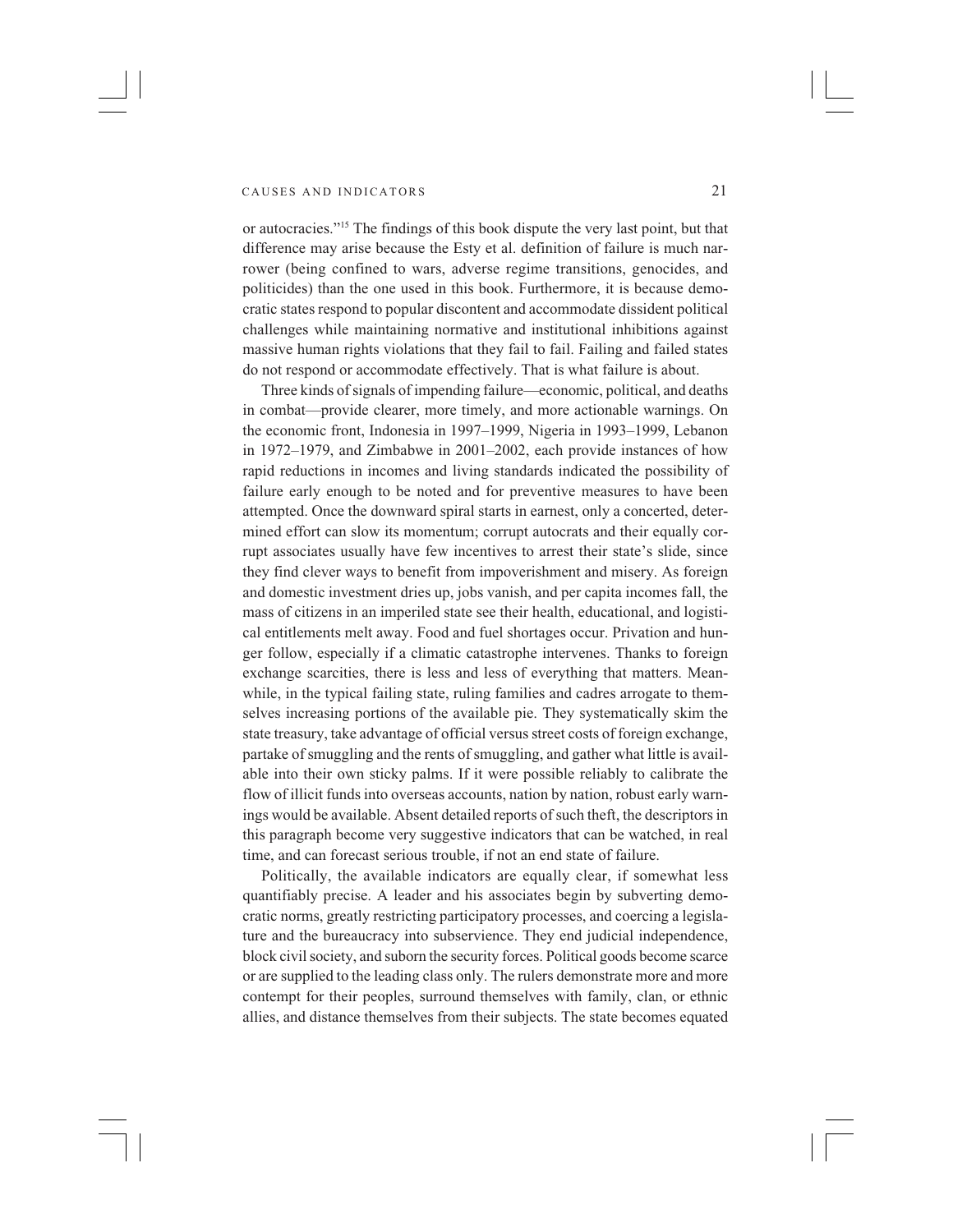or autocracies."[15] The findings of this book dispute the very last point, but that difference may arise because the Esty et al. definition of failure is much narrower (being confined to wars, adverse regime transitions, genocides, and politicides) than the one used in this book. Furthermore, it is because democratic states respond to popular discontent and accommodate dissident political challenges while maintaining normative and institutional inhibitions against massive human rights violations that they fail to fail. Failing and failed states do not respond or accommodate effectively. That is what failure is about.

Three kinds of signals of impending failure—economic, political, and deaths in combat—provide clearer, more timely, and more actionable warnings. On the economic front, Indonesia in 1997–1999, Nigeria in 1993–1999, Lebanon in 1972–1979, and Zimbabwe in 2001–2002, each provide instances of how rapid reductions in incomes and living standards indicated the possibility of failure early enough to be noted and for preventive measures to have been attempted. Once the downward spiral starts in earnest, only a concerted, determined effort can slow its momentum; corrupt autocrats and their equally corrupt associates usually have few incentives to arrest their state's slide, since they find clever ways to benefit from impoverishment and misery. As foreign and domestic investment dries up, jobs vanish, and per capita incomes fall, the mass of citizens in an imperiled state see their health, educational, and logistical entitlements melt away. Food and fuel shortages occur. Privation and hunger follow, especially if a climatic catastrophe intervenes. Thanks to foreign exchange scarcities, there is less and less of everything that matters. Meanwhile, in the typical failing state, ruling families and cadres arrogate to themselves increasing portions of the available pie. They systematically skim the state treasury, take advantage of official versus street costs of foreign exchange, partake of smuggling and the rents of smuggling, and gather what little is available into their own sticky palms. If it were possible reliably to calibrate the flow of illicit funds into overseas accounts, nation by nation, robust early warnings would be available. Absent detailed reports of such theft, the descriptors in this paragraph become very suggestive indicators that can be watched, in real time, and can forecast serious trouble, if not an end state of failure.

Politically, the available indicators are equally clear, if somewhat less quantifiably precise. A leader and his associates begin by subverting democratic norms, greatly restricting participatory processes, and coercing a legislature and the bureaucracy into subservience. They end judicial independence, block civil society, and suborn the security forces. Political goods become scarce or are supplied to the leading class only. The rulers demonstrate more and more contempt for their peoples, surround themselves with family, clan, or ethnic allies, and distance themselves from their subjects. The state becomes equated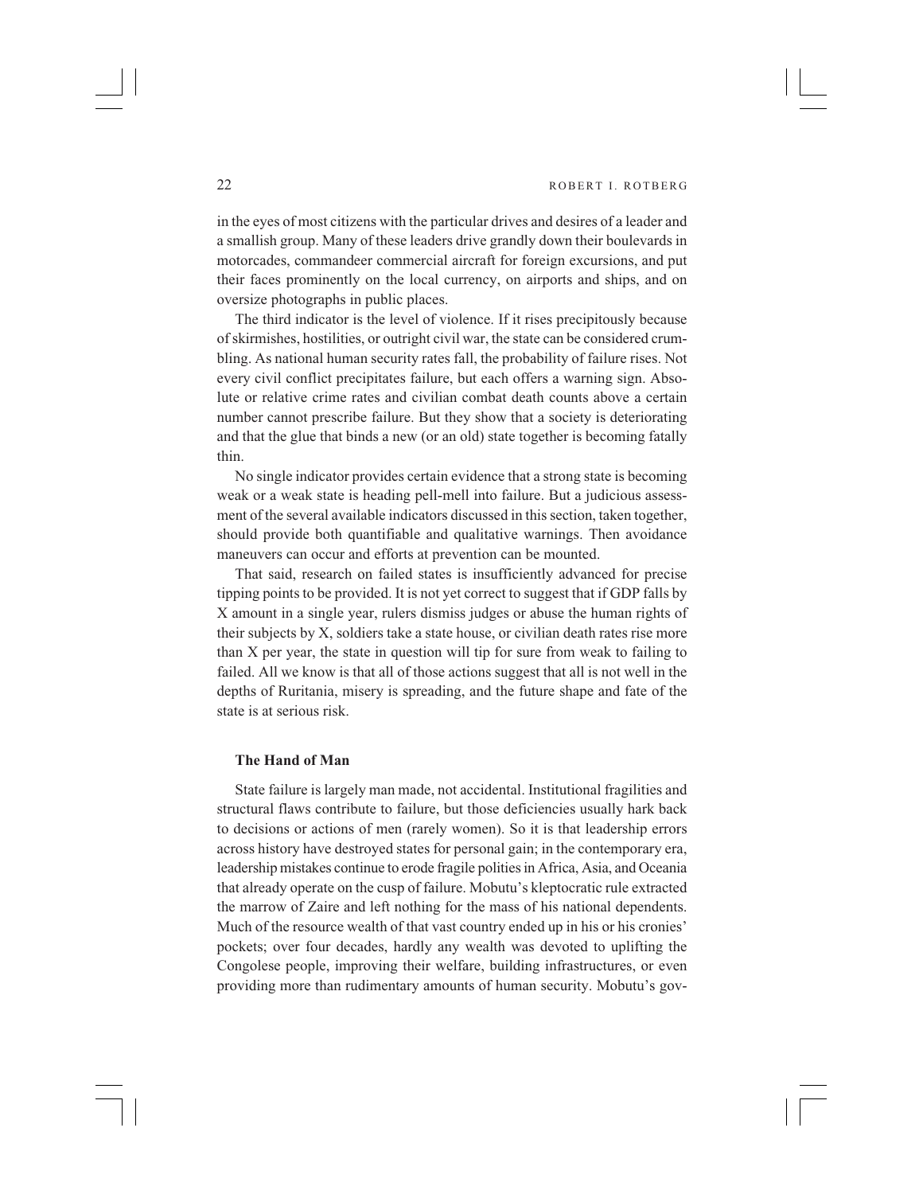in the eyes of most citizens with the particular drives and desires of a leader and a smallish group. Many of these leaders drive grandly down their boulevards in motorcades, commandeer commercial aircraft for foreign excursions, and put their faces prominently on the local currency, on airports and ships, and on oversize photographs in public places.

The third indicator is the level of violence. If it rises precipitously because of skirmishes, hostilities, or outright civil war, the state can be considered crumbling. As national human security rates fall, the probability of failure rises. Not every civil conflict precipitates failure, but each offers a warning sign. Absolute or relative crime rates and civilian combat death counts above a certain number cannot prescribe failure. But they show that a society is deteriorating and that the glue that binds a new (or an old) state together is becoming fatally thin.

No single indicator provides certain evidence that a strong state is becoming weak or a weak state is heading pell-mell into failure. But a judicious assessment of the several available indicators discussed in this section, taken together, should provide both quantifiable and qualitative warnings. Then avoidance maneuvers can occur and efforts at prevention can be mounted.

That said, research on failed states is insufficiently advanced for precise tipping points to be provided. It is not yet correct to suggest that if GDP falls by X amount in a single year, rulers dismiss judges or abuse the human rights of their subjects by X, soldiers take a state house, or civilian death rates rise more than X per year, the state in question will tip for sure from weak to failing to failed. All we know is that all of those actions suggest that all is not well in the depths of Ruritania, misery is spreading, and the future shape and fate of the state is at serious risk.

### The Hand of Man

State failure is largely man made, not accidental. Institutional fragilities and structural flaws contribute to failure, but those deficiencies usually hark back to decisions or actions of men (rarely women). So it is that leadership errors across history have destroyed states for personal gain; in the contemporary era, leadership mistakes continue to erode fragile polities in Africa, Asia, and Oceania that already operate on the cusp of failure. Mobutu's kleptocratic rule extracted the marrow of Zaire and left nothing for the mass of his national dependents. Much of the resource wealth of that vast country ended up in his or his cronies' pockets; over four decades, hardly any wealth was devoted to uplifting the Congolese people, improving their welfare, building infrastructures, or even providing more than rudimentary amounts of human security. Mobutu's gov-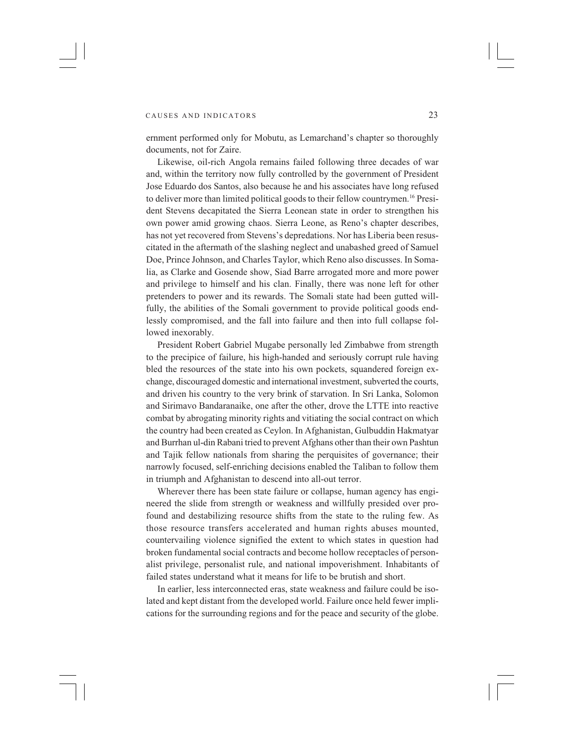ernment performed only for Mobutu, as Lemarchand's chapter so thoroughly documents, not for Zaire.

Likewise, oil-rich Angola remains failed following three decades of war and, within the territory now fully controlled by the government of President Jose Eduardo dos Santos, also because he and his associates have long refused to deliver more than limited political goods to their fellow countrymen.[16] President Stevens decapitated the Sierra Leonean state in order to strengthen his own power amid growing chaos. Sierra Leone, as Reno's chapter describes, has not yet recovered from Stevens's depredations. Nor has Liberia been resuscitated in the aftermath of the slashing neglect and unabashed greed of Samuel Doe, Prince Johnson, and Charles Taylor, which Reno also discusses. In Somalia, as Clarke and Gosende show, Siad Barre arrogated more and more power and privilege to himself and his clan. Finally, there was none left for other pretenders to power and its rewards. The Somali state had been gutted willfully, the abilities of the Somali government to provide political goods endlessly compromised, and the fall into failure and then into full collapse followed inexorably.

President Robert Gabriel Mugabe personally led Zimbabwe from strength to the precipice of failure, his high-handed and seriously corrupt rule having bled the resources of the state into his own pockets, squandered foreign exchange, discouraged domestic and international investment, subverted the courts, and driven his country to the very brink of starvation. In Sri Lanka, Solomon and Sirimavo Bandaranaike, one after the other, drove the LTTE into reactive combat by abrogating minority rights and vitiating the social contract on which the country had been created as Ceylon. In Afghanistan, Gulbuddin Hakmatyar and Burrhan ul-din Rabani tried to prevent Afghans other than their own Pashtun and Tajik fellow nationals from sharing the perquisites of governance; their narrowly focused, self-enriching decisions enabled the Taliban to follow them in triumph and Afghanistan to descend into all-out terror.

Wherever there has been state failure or collapse, human agency has engineered the slide from strength or weakness and willfully presided over profound and destabilizing resource shifts from the state to the ruling few. As those resource transfers accelerated and human rights abuses mounted, countervailing violence signified the extent to which states in question had broken fundamental social contracts and become hollow receptacles of personalist privilege, personalist rule, and national impoverishment. Inhabitants of failed states understand what it means for life to be brutish and short.

In earlier, less interconnected eras, state weakness and failure could be isolated and kept distant from the developed world. Failure once held fewer implications for the surrounding regions and for the peace and security of the globe.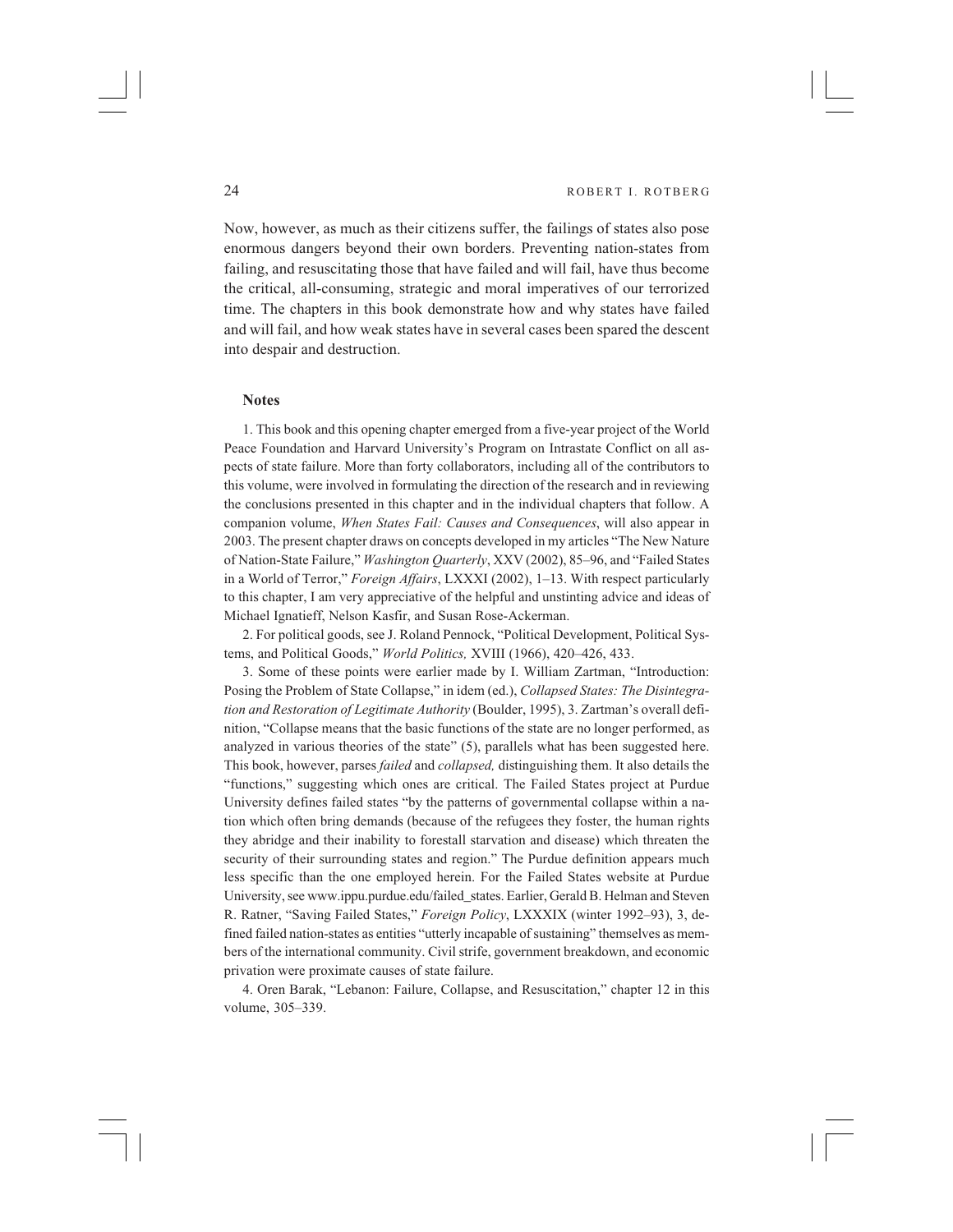Now, however, as much as their citizens suffer, the failings of states also pose enormous dangers beyond their own borders. Preventing nation-states from failing, and resuscitating those that have failed and will fail, have thus become the critical, all-consuming, strategic and moral imperatives of our terrorized time. The chapters in this book demonstrate how and why states have failed and will fail, and how weak states have in several cases been spared the descent into despair and destruction.

## Notes

1. This book and this opening chapter emerged from a five-year project of the World Peace Foundation and Harvard University's Program on Intrastate Conflict on all aspects of state failure. More than forty collaborators, including all of the contributors to this volume, were involved in formulating the direction of the research and in reviewing the conclusions presented in this chapter and in the individual chapters that follow. A companion volume, *When States Fail: Causes and Consequences*, will also appear in 2003. The present chapter draws on concepts developed in my articles "The New Nature of Nation-State Failure," *Washington Quarterly*, XXV (2002), 85–96, and "Failed States in a World of Terror," *Foreign Affairs*, LXXXI (2002), 1–13. With respect particularly to this chapter, I am very appreciative of the helpful and unstinting advice and ideas of Michael Ignatieff, Nelson Kasfir, and Susan Rose-Ackerman.

2. For political goods, see J. Roland Pennock, "Political Development, Political Systems, and Political Goods," *World Politics,* XVIII (1966), 420–426, 433.

3. Some of these points were earlier made by I. William Zartman, "Introduction: Posing the Problem of State Collapse," in idem (ed.), *Collapsed States: The Disintegration and Restoration of Legitimate Authority* (Boulder, 1995), 3. Zartman's overall definition, "Collapse means that the basic functions of the state are no longer performed, as analyzed in various theories of the state" (5), parallels what has been suggested here. This book, however, parses *failed* and *collapsed,* distinguishing them. It also details the "functions," suggesting which ones are critical. The Failed States project at Purdue University defines failed states "by the patterns of governmental collapse within a nation which often bring demands (because of the refugees they foster, the human rights they abridge and their inability to forestall starvation and disease) which threaten the security of their surrounding states and region." The Purdue definition appears much less specific than the one employed herein. For the Failed States website at Purdue University, see www.ippu.purdue.edu/failed_states. Earlier, Gerald B. Helman and Steven R. Ratner, "Saving Failed States," *Foreign Policy*, LXXXIX (winter 1992–93), 3, defined failed nation-states as entities "utterly incapable of sustaining" themselves as members of the international community. Civil strife, government breakdown, and economic privation were proximate causes of state failure.

4. Oren Barak, "Lebanon: Failure, Collapse, and Resuscitation," chapter 12 in this volume, 305–339.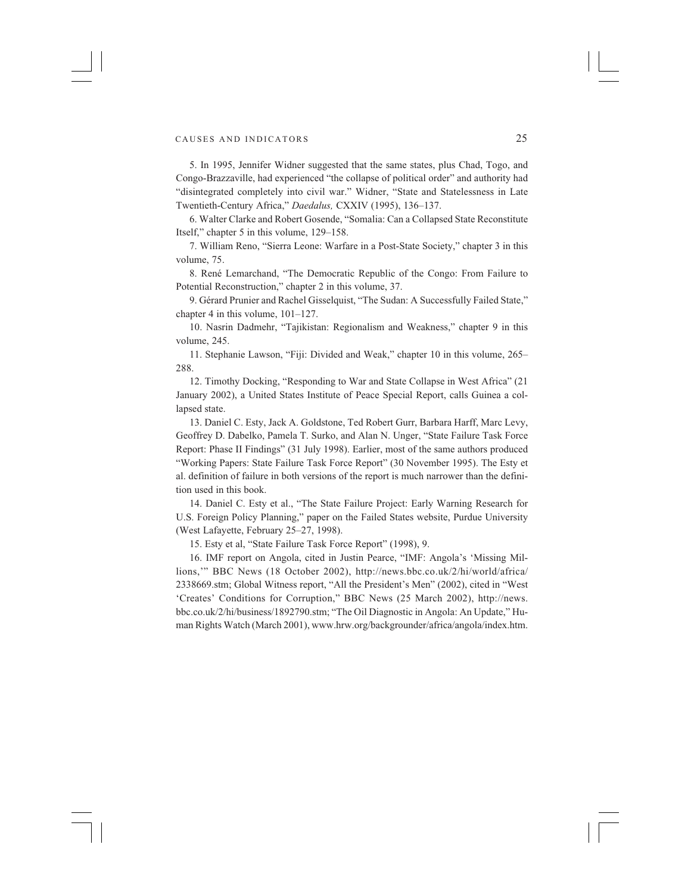5. In 1995, Jennifer Widner suggested that the same states, plus Chad, Togo, and Congo-Brazzaville, had experienced "the collapse of political order" and authority had "disintegrated completely into civil war." Widner, "State and Statelessness in Late Twentieth-Century Africa," *Daedalus,* CXXIV (1995), 136–137.

6. Walter Clarke and Robert Gosende, "Somalia: Can a Collapsed State Reconstitute Itself," chapter 5 in this volume, 129–158.

7. William Reno, "Sierra Leone: Warfare in a Post-State Society," chapter 3 in this volume, 75.

8. René Lemarchand, "The Democratic Republic of the Congo: From Failure to Potential Reconstruction," chapter 2 in this volume, 37.

9. Gérard Prunier and Rachel Gisselquist, "The Sudan: A Successfully Failed State," chapter 4 in this volume, 101–127.

10. Nasrin Dadmehr, "Tajikistan: Regionalism and Weakness," chapter 9 in this volume, 245.

11. Stephanie Lawson, "Fiji: Divided and Weak," chapter 10 in this volume, 265–288.

12. Timothy Docking, "Responding to War and State Collapse in West Africa" (21 January 2002), a United States Institute of Peace Special Report, calls Guinea a collapsed state.

13. Daniel C. Esty, Jack A. Goldstone, Ted Robert Gurr, Barbara Harff, Marc Levy, Geoffrey D. Dabelko, Pamela T. Surko, and Alan N. Unger, "State Failure Task Force Report: Phase II Findings" (31 July 1998). Earlier, most of the same authors produced "Working Papers: State Failure Task Force Report" (30 November 1995). The Esty et al. definition of failure in both versions of the report is much narrower than the definition used in this book.

14. Daniel C. Esty et al., "The State Failure Project: Early Warning Research for U.S. Foreign Policy Planning," paper on the Failed States website, Purdue University (West Lafayette, February 25–27, 1998).

15. Esty et al, "State Failure Task Force Report" (1998), 9.

16. IMF report on Angola, cited in Justin Pearce, "IMF: Angola's 'Missing Millions,'" BBC News (18 October 2002), http://news.bbc.co.uk/2/hi/world/africa/2338669.stm; Global Witness report, "All the President's Men" (2002), cited in "West 'Creates' Conditions for Corruption," BBC News (25 March 2002), http://news.bbc.co.uk/2/hi/business/1892790.stm; "The Oil Diagnostic in Angola: An Update," Human Rights Watch (March 2001), www.hrw.org/backgrounder/africa/angola/index.htm.